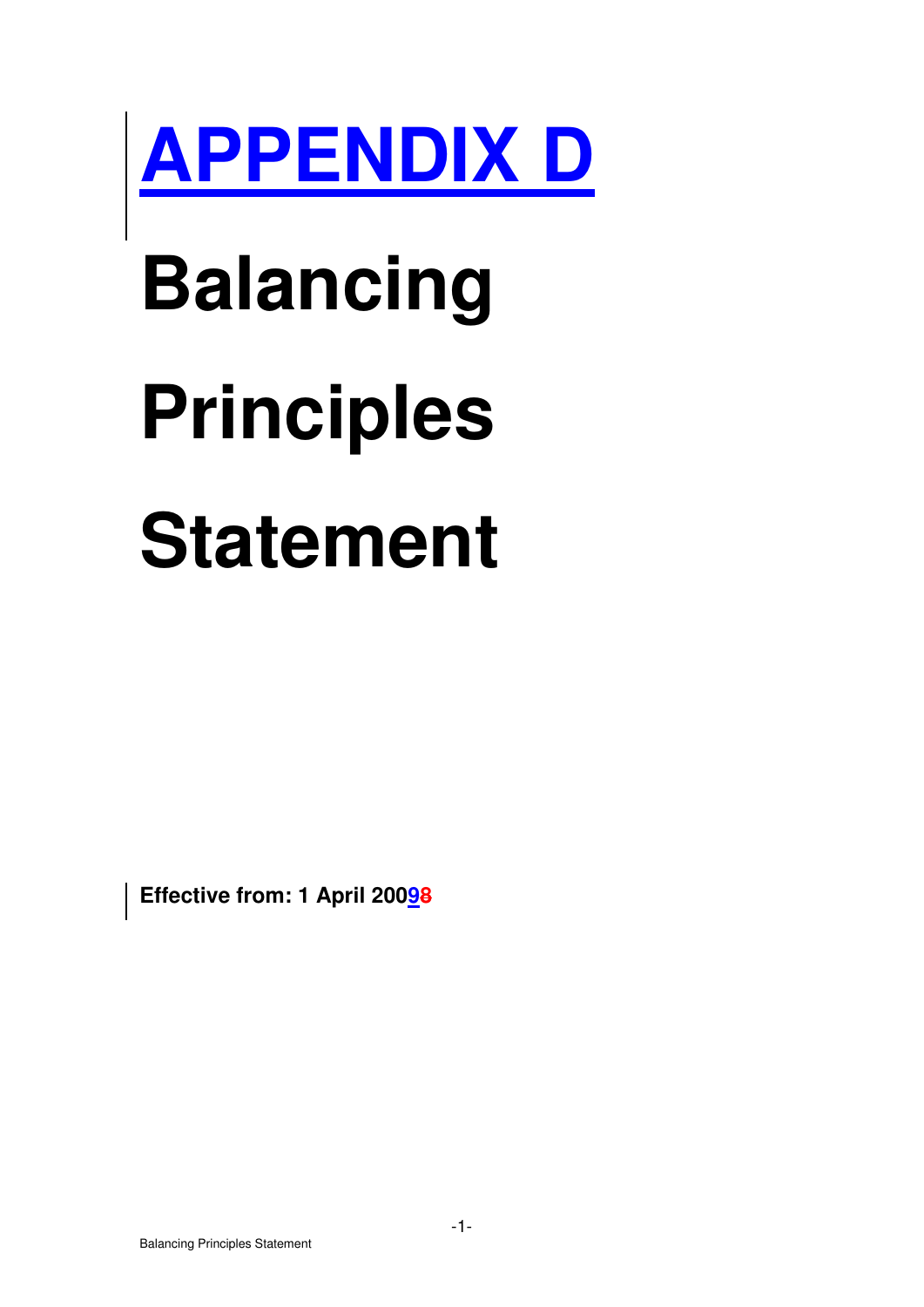# APPENDIX D

# Balancing Principles Statement

**Effective from: 1 April 20098**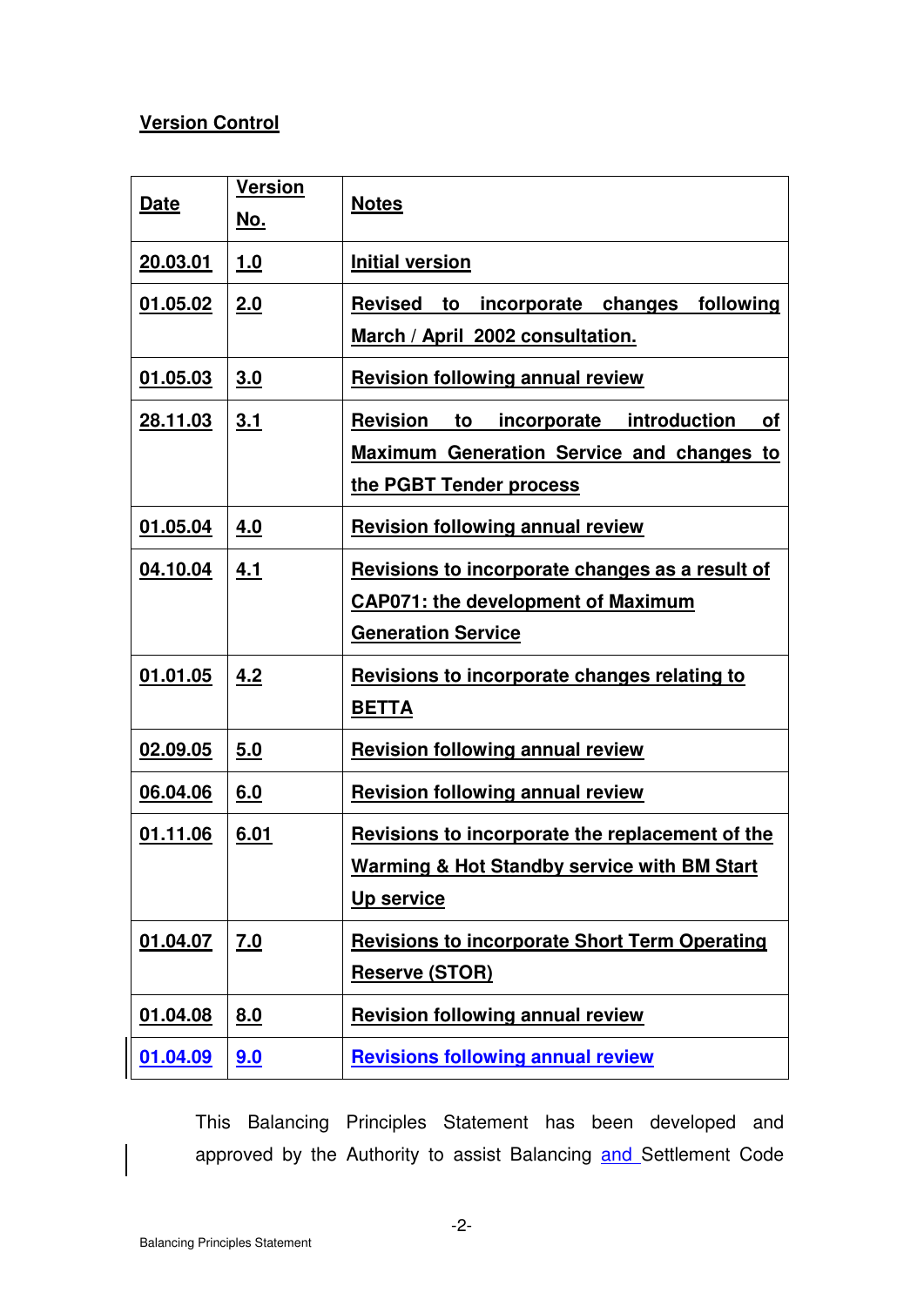**Version Control**

| Date | Version No. | Notes |
|---|---|---|
| 20.03.01 | 1.0 | Initial version |
| 01.05.02 | 2.0 | Revised to incorporate changes following March / April 2002 consultation. |
| 01.05.03 | 3.0 | Revision following annual review |
| 28.11.03 | 3.1 | Revision to incorporate introduction of Maximum Generation Service and changes to the PGBT Tender process |
| 01.05.04 | 4.0 | Revision following annual review |
| 04.10.04 | 4.1 | Revisions to incorporate changes as a result of CAP071: the development of Maximum Generation Service |
| 01.01.05 | 4.2 | Revisions to incorporate changes relating to BETTA |
| 02.09.05 | 5.0 | Revision following annual review |
| 06.04.06 | 6.0 | Revision following annual review |
| 01.11.06 | 6.01 | Revisions to incorporate the replacement of the Warming & Hot Standby service with BM Start Up service |
| 01.04.07 | 7.0 | Revisions to incorporate Short Term Operating Reserve (STOR) |
| 01.04.08 | 8.0 | Revision following annual review |
| 01.04.09 | 9.0 | Revisions following annual review |

This Balancing Principles Statement has been developed and approved by the Authority to assist Balancing and Settlement Code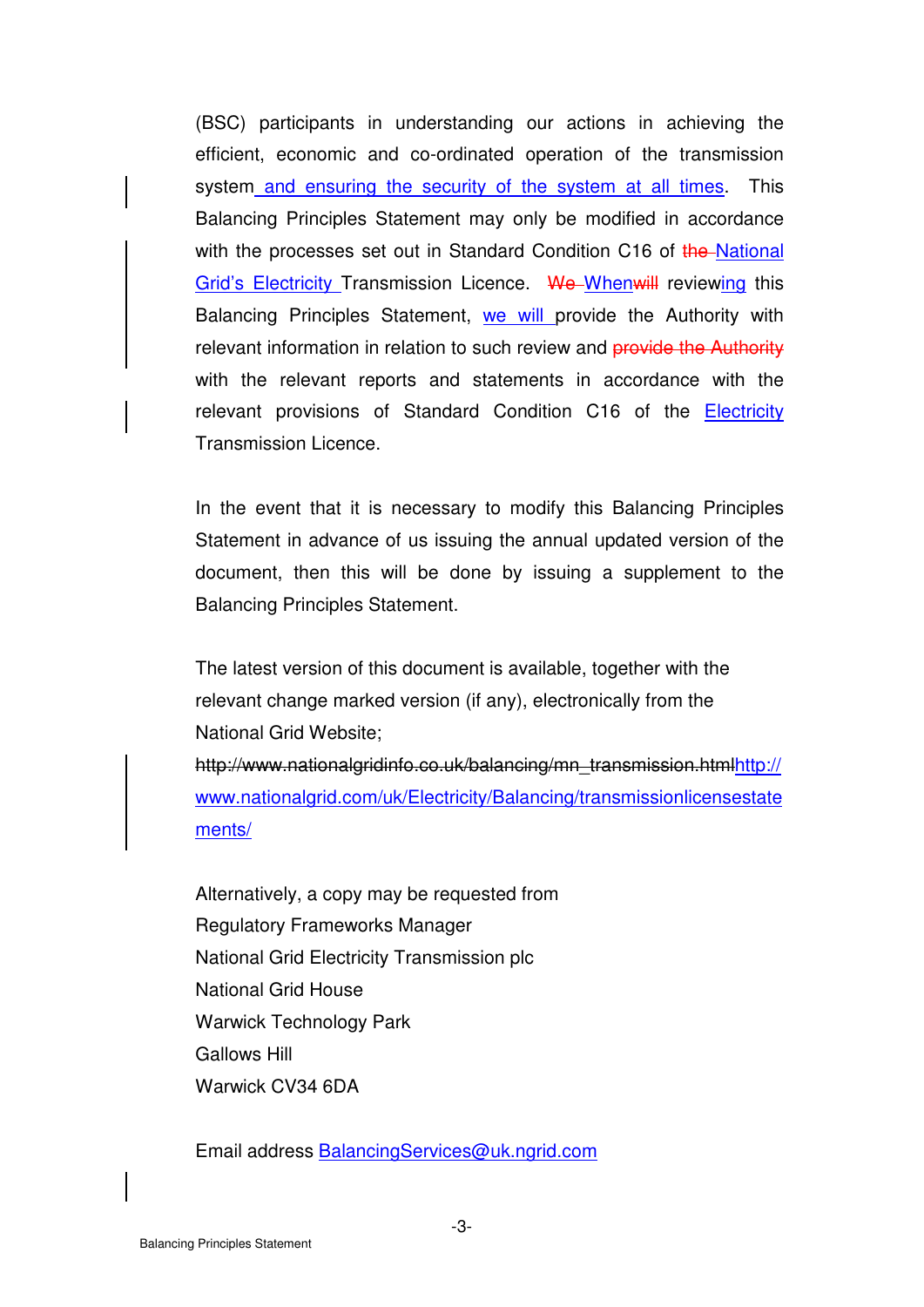(BSC) participants in understanding our actions in achieving the efficient, economic and co-ordinated operation of the transmission system and ensuring the security of the system at all times. This Balancing Principles Statement may only be modified in accordance with the processes set out in Standard Condition C16 of ~~the~~ National Grid's Electricity Transmission Licence. ~~We~~ When ~~will~~ reviewing this Balancing Principles Statement, we will provide the Authority with relevant information in relation to such review and ~~provide the Authority~~ with the relevant reports and statements in accordance with the relevant provisions of Standard Condition C16 of the Electricity Transmission Licence.

In the event that it is necessary to modify this Balancing Principles Statement in advance of us issuing the annual updated version of the document, then this will be done by issuing a supplement to the Balancing Principles Statement.

The latest version of this document is available, together with the relevant change marked version (if any), electronically from the National Grid Website;
~~http://www.nationalgridinfo.co.uk/balancing/mn_transmission.html~~http://www.nationalgrid.com/uk/Electricity/Balancing/transmissionlicensestatements/

Alternatively, a copy may be requested from
Regulatory Frameworks Manager
National Grid Electricity Transmission plc
National Grid House
Warwick Technology Park
Gallows Hill
Warwick CV34 6DA

Email address BalancingServices@uk.ngrid.com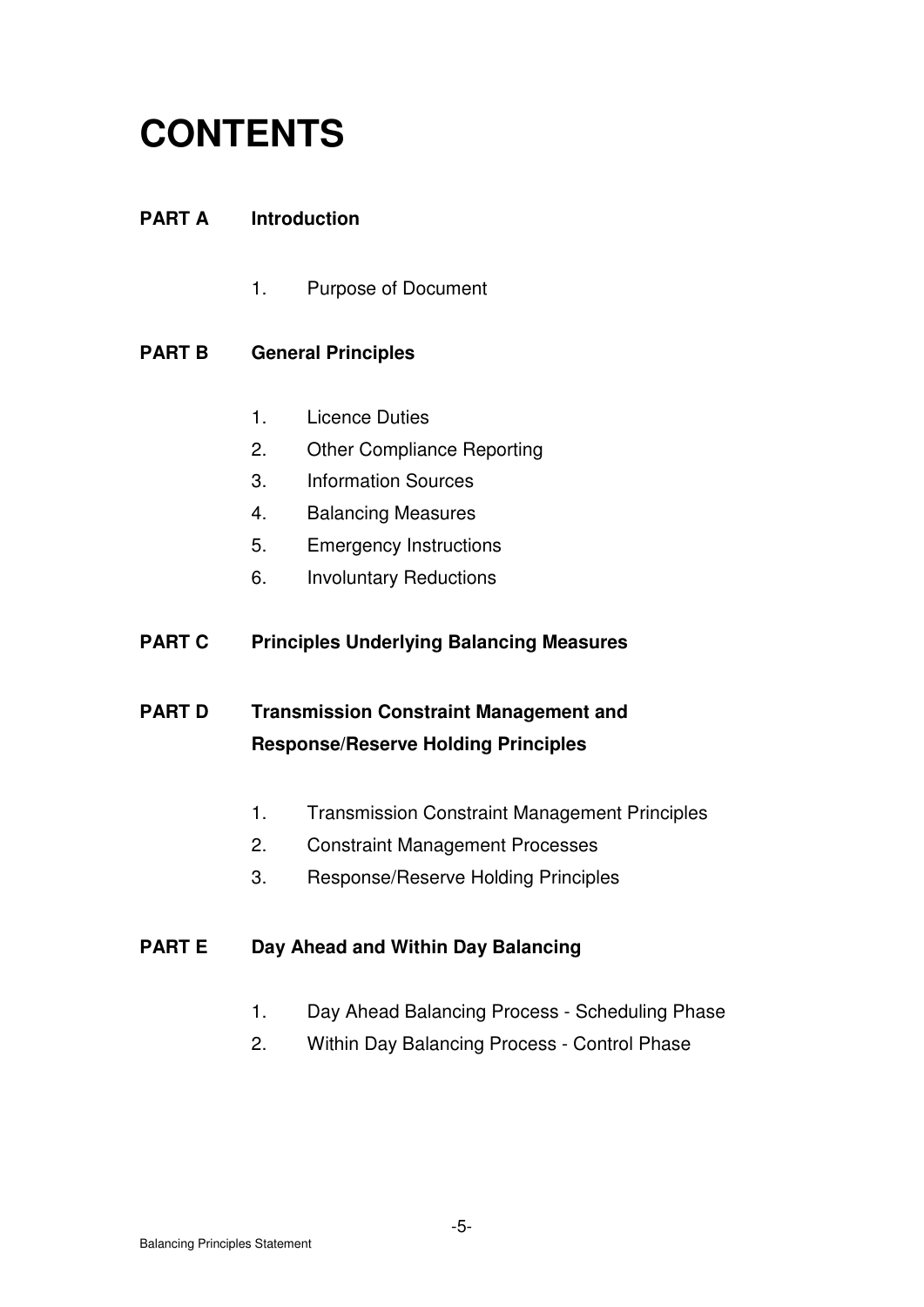# CONTENTS

**PART A Introduction**

1. Purpose of Document

**PART B General Principles**

1. Licence Duties
2. Other Compliance Reporting
3. Information Sources
4. Balancing Measures
5. Emergency Instructions
6. Involuntary Reductions

**PART C Principles Underlying Balancing Measures**

**PART D Transmission Constraint Management and Response/Reserve Holding Principles**

1. Transmission Constraint Management Principles
2. Constraint Management Processes
3. Response/Reserve Holding Principles

**PART E Day Ahead and Within Day Balancing**

1. Day Ahead Balancing Process - Scheduling Phase
2. Within Day Balancing Process - Control Phase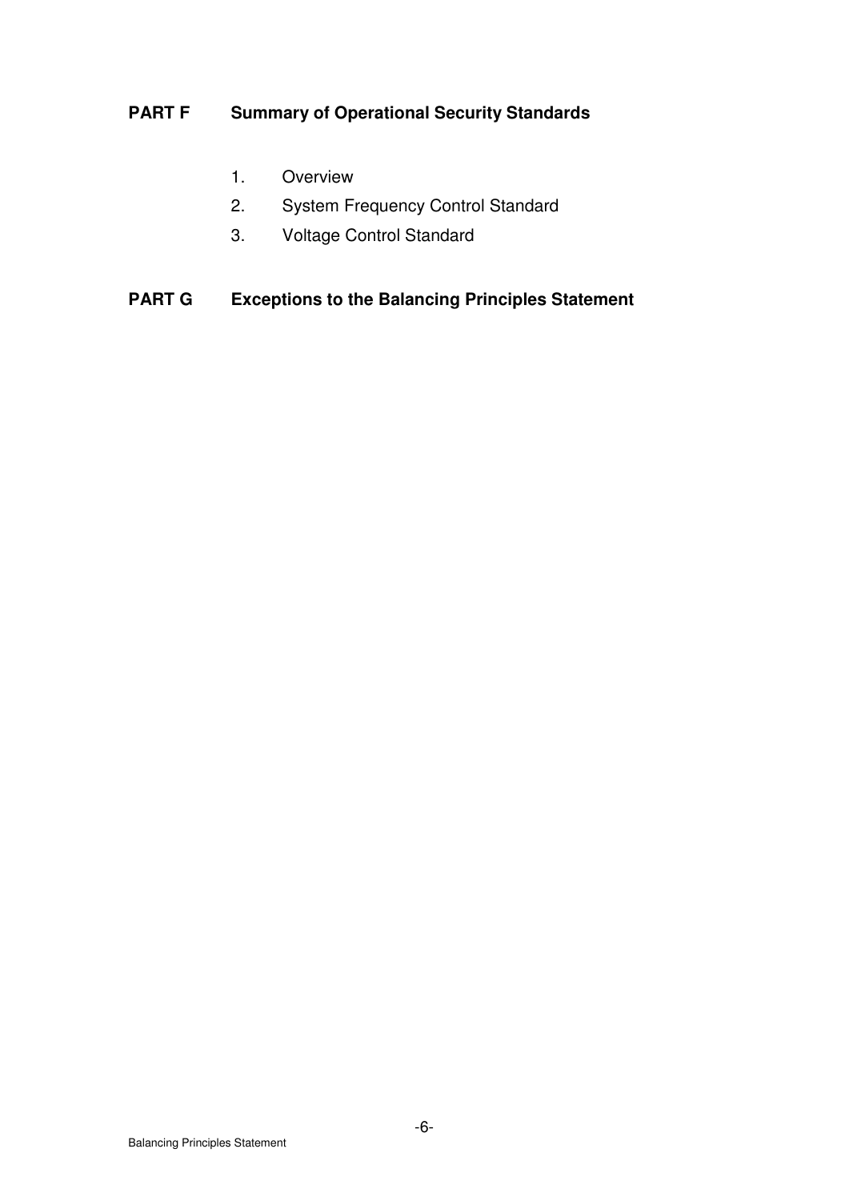**PART F Summary of Operational Security Standards**

1. Overview
2. System Frequency Control Standard
3. Voltage Control Standard

**PART G Exceptions to the Balancing Principles Statement**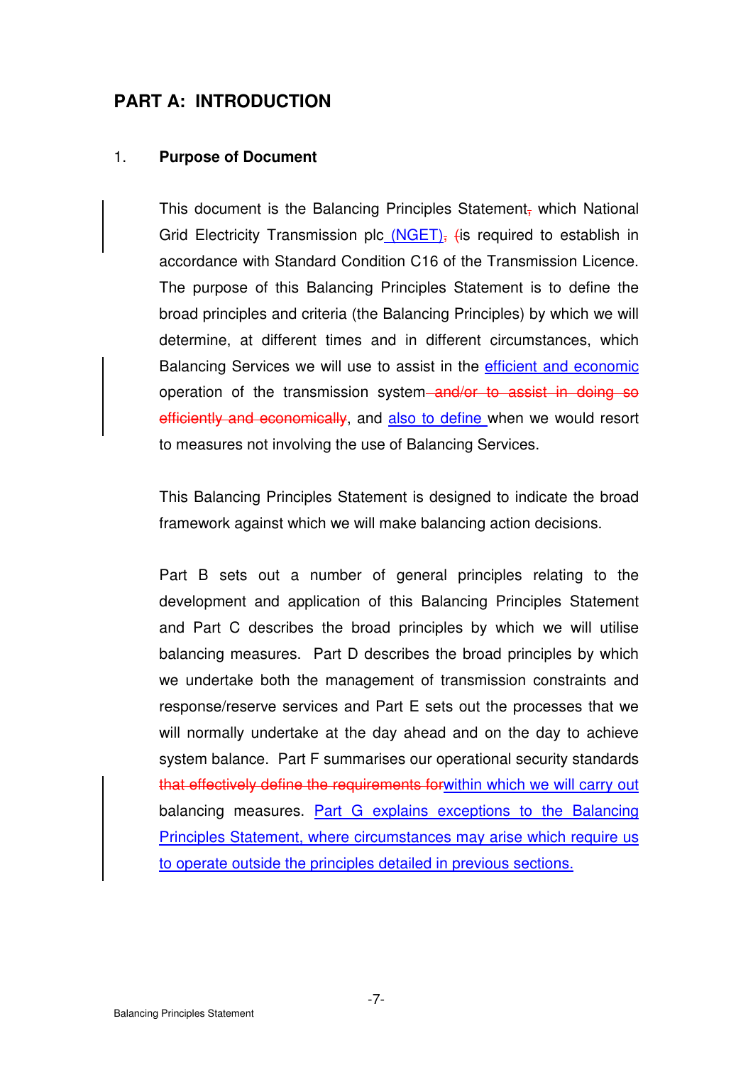# PART A: INTRODUCTION

## 1. Purpose of Document

This document is the Balancing Principles Statement~~,~~ which National Grid Electricity Transmission plc (NGET)~~,~~ ~~(~~is required to establish in accordance with Standard Condition C16 of the Transmission Licence. The purpose of this Balancing Principles Statement is to define the broad principles and criteria (the Balancing Principles) by which we will determine, at different times and in different circumstances, which Balancing Services we will use to assist in the efficient and economic operation of the transmission system~~ and/or to assist in doing so efficiently and economically~~, and also to define when we would resort to measures not involving the use of Balancing Services.

This Balancing Principles Statement is designed to indicate the broad framework against which we will make balancing action decisions.

Part B sets out a number of general principles relating to the development and application of this Balancing Principles Statement and Part C describes the broad principles by which we will utilise balancing measures. Part D describes the broad principles by which we undertake both the management of transmission constraints and response/reserve services and Part E sets out the processes that we will normally undertake at the day ahead and on the day to achieve system balance. Part F summarises our operational security standards ~~that effectively define the requirements for~~within which we will carry out balancing measures. Part G explains exceptions to the Balancing Principles Statement, where circumstances may arise which require us to operate outside the principles detailed in previous sections.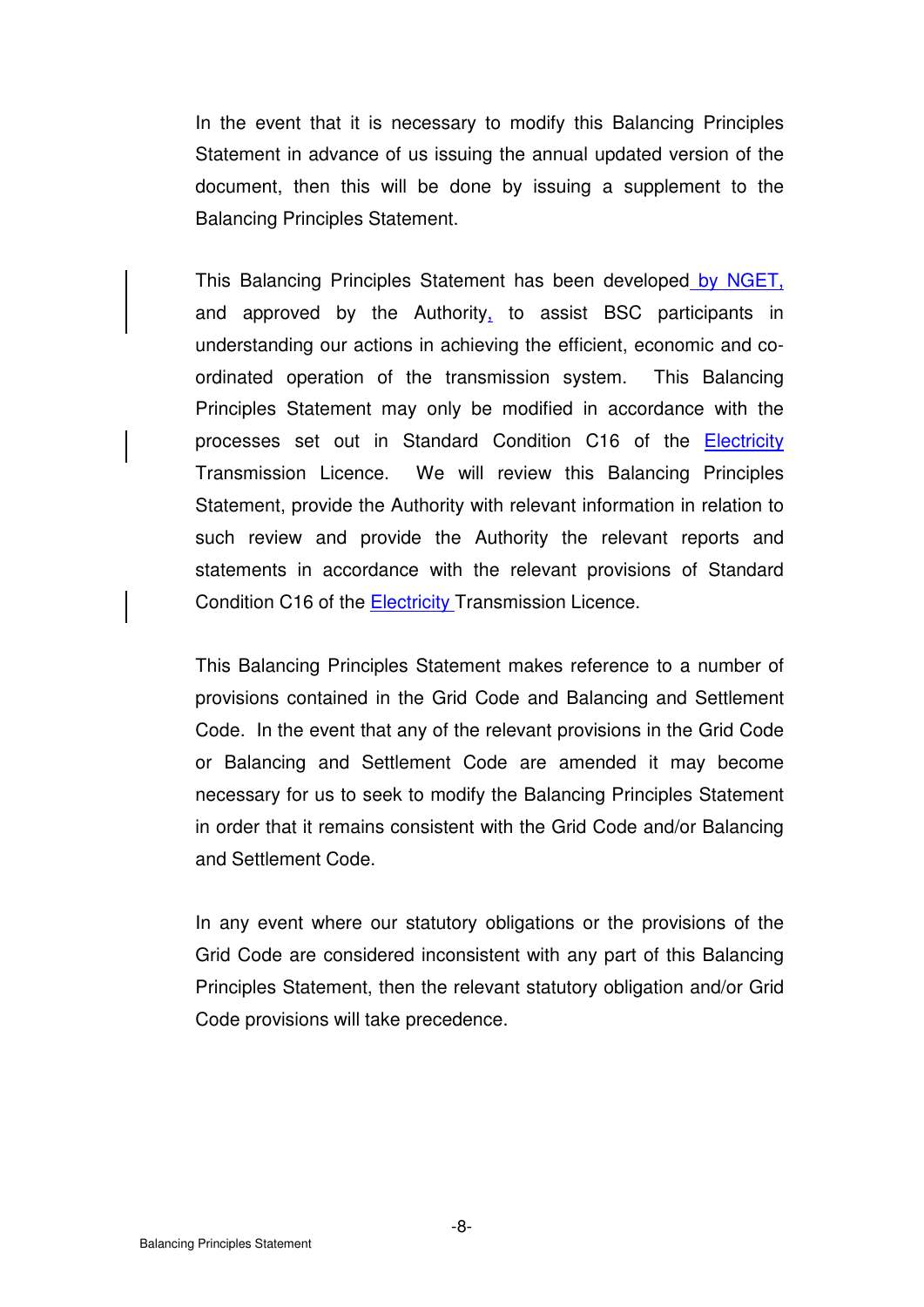In the event that it is necessary to modify this Balancing Principles Statement in advance of us issuing the annual updated version of the document, then this will be done by issuing a supplement to the Balancing Principles Statement.

This Balancing Principles Statement has been developed by NGET, and approved by the Authority, to assist BSC participants in understanding our actions in achieving the efficient, economic and co-ordinated operation of the transmission system. This Balancing Principles Statement may only be modified in accordance with the processes set out in Standard Condition C16 of the Electricity Transmission Licence. We will review this Balancing Principles Statement, provide the Authority with relevant information in relation to such review and provide the Authority the relevant reports and statements in accordance with the relevant provisions of Standard Condition C16 of the Electricity Transmission Licence.

This Balancing Principles Statement makes reference to a number of provisions contained in the Grid Code and Balancing and Settlement Code. In the event that any of the relevant provisions in the Grid Code or Balancing and Settlement Code are amended it may become necessary for us to seek to modify the Balancing Principles Statement in order that it remains consistent with the Grid Code and/or Balancing and Settlement Code.

In any event where our statutory obligations or the provisions of the Grid Code are considered inconsistent with any part of this Balancing Principles Statement, then the relevant statutory obligation and/or Grid Code provisions will take precedence.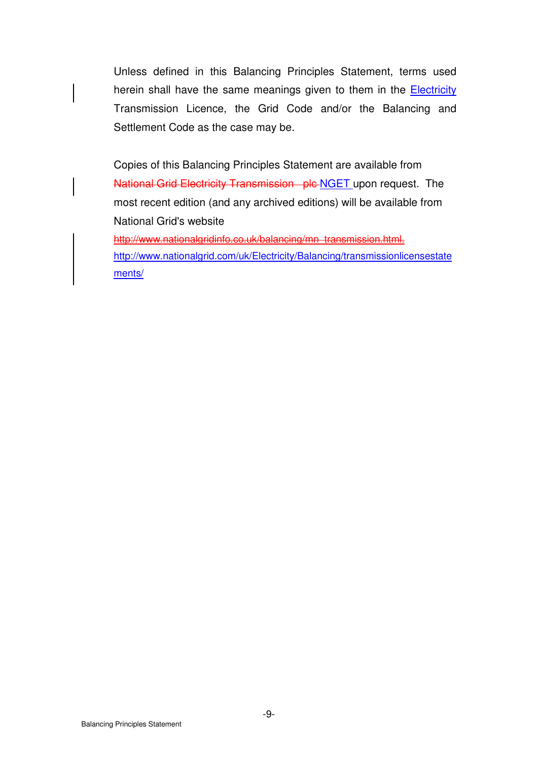Unless defined in this Balancing Principles Statement, terms used herein shall have the same meanings given to them in the Electricity Transmission Licence, the Grid Code and/or the Balancing and Settlement Code as the case may be.

Copies of this Balancing Principles Statement are available from ~~National Grid Electricity Transmission plc~~ NGET upon request. The most recent edition (and any archived editions) will be available from National Grid's website ~~http://www.nationalgridinfo.co.uk/balancing/mn_transmission.html.~~ http://www.nationalgrid.com/uk/Electricity/Balancing/transmissionlicensestatements/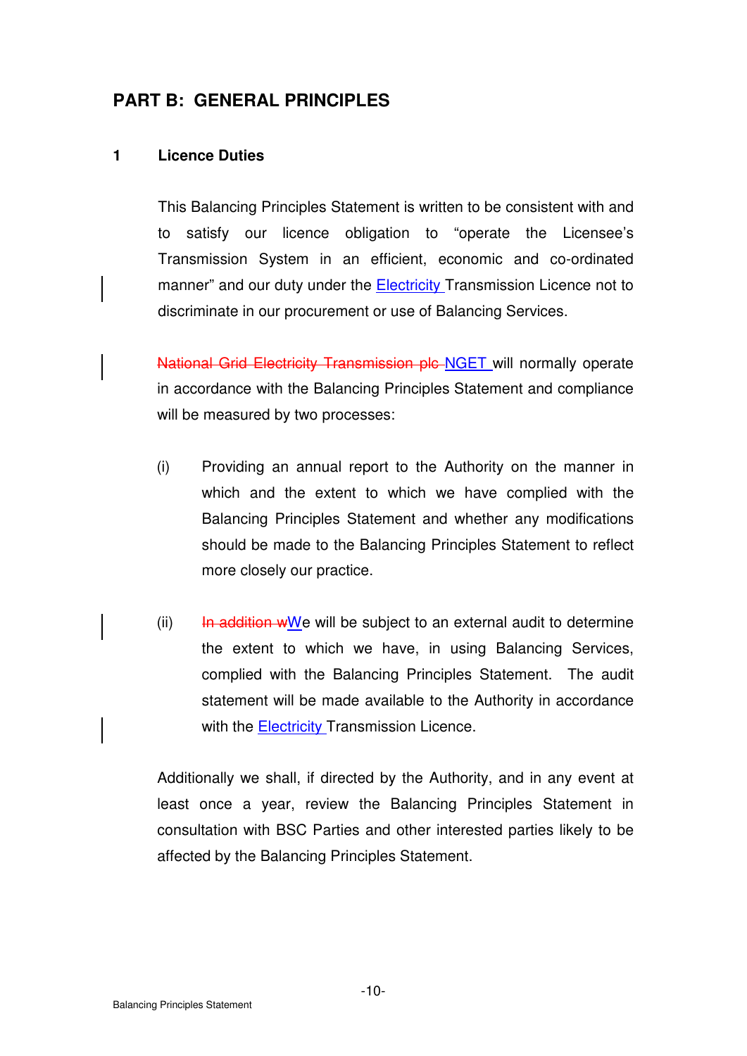## PART B: GENERAL PRINCIPLES

### 1 Licence Duties

This Balancing Principles Statement is written to be consistent with and to satisfy our licence obligation to "operate the Licensee's Transmission System in an efficient, economic and co-ordinated manner" and our duty under the Electricity Transmission Licence not to discriminate in our procurement or use of Balancing Services.

~~National Grid Electricity Transmission plc~~ NGET will normally operate in accordance with the Balancing Principles Statement and compliance will be measured by two processes:

(i) Providing an annual report to the Authority on the manner in which and the extent to which we have complied with the Balancing Principles Statement and whether any modifications should be made to the Balancing Principles Statement to reflect more closely our practice.

(ii) ~~In addition w~~We will be subject to an external audit to determine the extent to which we have, in using Balancing Services, complied with the Balancing Principles Statement. The audit statement will be made available to the Authority in accordance with the Electricity Transmission Licence.

Additionally we shall, if directed by the Authority, and in any event at least once a year, review the Balancing Principles Statement in consultation with BSC Parties and other interested parties likely to be affected by the Balancing Principles Statement.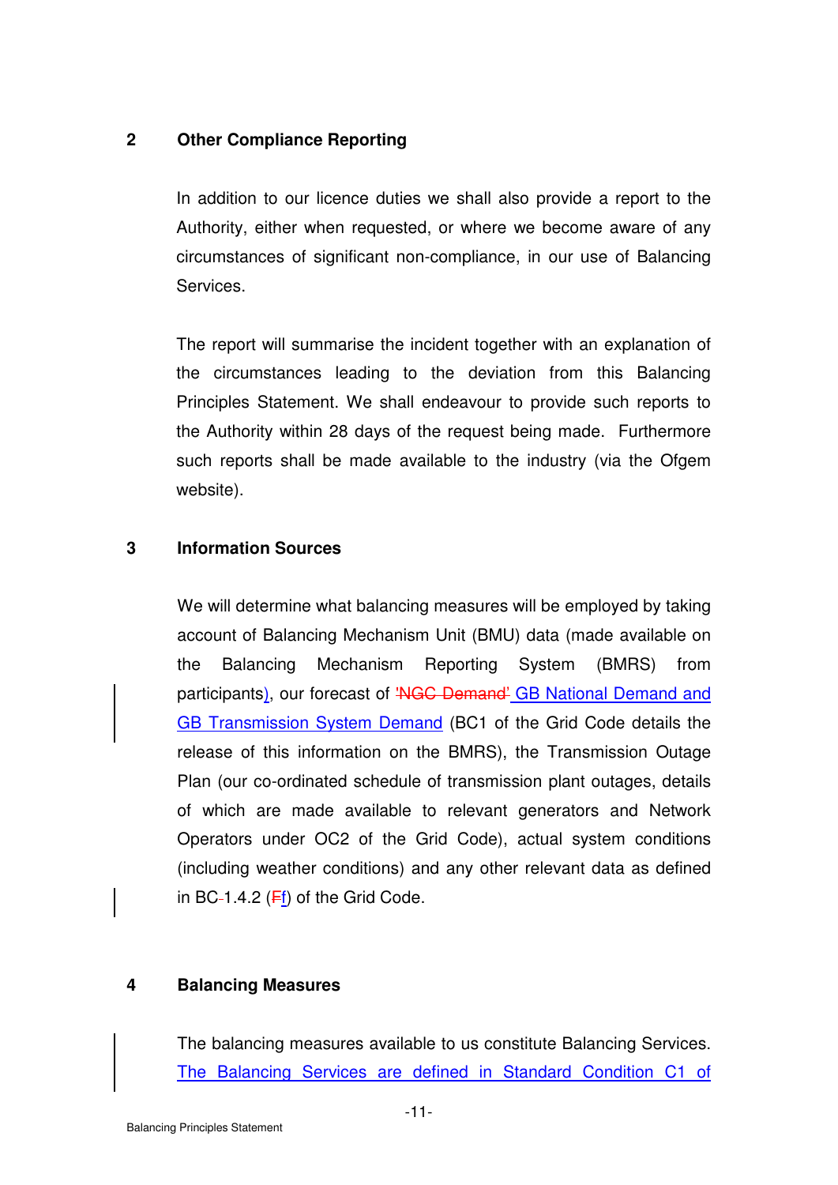## 2 Other Compliance Reporting

In addition to our licence duties we shall also provide a report to the Authority, either when requested, or where we become aware of any circumstances of significant non-compliance, in our use of Balancing Services.

The report will summarise the incident together with an explanation of the circumstances leading to the deviation from this Balancing Principles Statement. We shall endeavour to provide such reports to the Authority within 28 days of the request being made. Furthermore such reports shall be made available to the industry (via the Ofgem website).

## 3 Information Sources

We will determine what balancing measures will be employed by taking account of Balancing Mechanism Unit (BMU) data (made available on the Balancing Mechanism Reporting System (BMRS) from participants), our forecast of ~~'NGC Demand'~~ GB National Demand and GB Transmission System Demand (BC1 of the Grid Code details the release of this information on the BMRS), the Transmission Outage Plan (our co-ordinated schedule of transmission plant outages, details of which are made available to relevant generators and Network Operators under OC2 of the Grid Code), actual system conditions (including weather conditions) and any other relevant data as defined in BC~~-~~1.4.2 (~~F~~f) of the Grid Code.

## 4 Balancing Measures

The balancing measures available to us constitute Balancing Services. The Balancing Services are defined in Standard Condition C1 of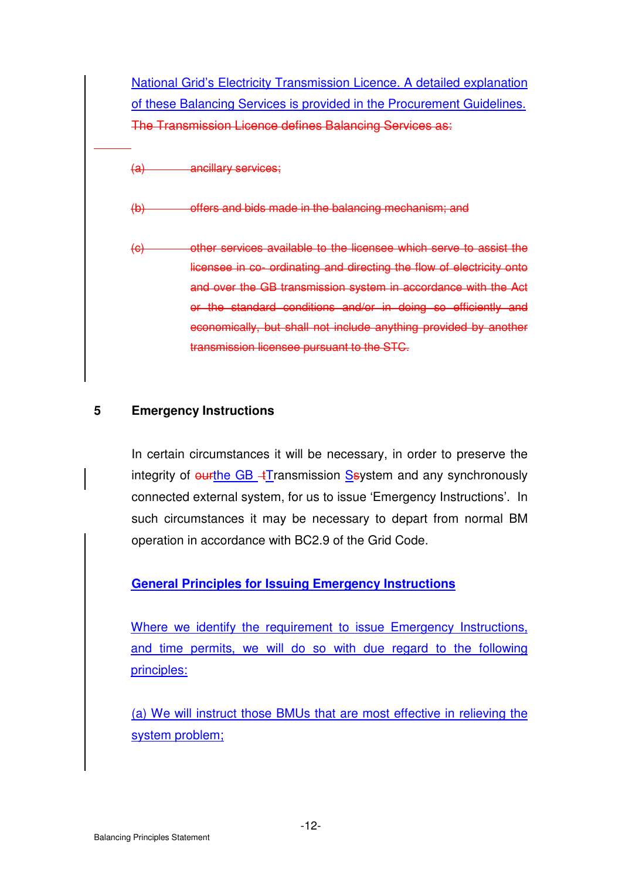National Grid's Electricity Transmission Licence. A detailed explanation of these Balancing Services is provided in the Procurement Guidelines. ~~The Transmission Licence defines Balancing Services as:~~

~~(a) ancillary services;~~

~~(b) offers and bids made in the balancing mechanism; and~~

~~(c) other services available to the licensee which serve to assist the licensee in co- ordinating and directing the flow of electricity onto and over the GB transmission system in accordance with the Act or the standard conditions and/or in doing so efficiently and economically, but shall not include anything provided by another transmission licensee pursuant to the STC.~~

## 5 Emergency Instructions

In certain circumstances it will be necessary, in order to preserve the integrity of ~~our~~the GB ~~t~~Transmission S~~s~~ystem and any synchronously connected external system, for us to issue 'Emergency Instructions'. In such circumstances it may be necessary to depart from normal BM operation in accordance with BC2.9 of the Grid Code.

**General Principles for Issuing Emergency Instructions**

Where we identify the requirement to issue Emergency Instructions, and time permits, we will do so with due regard to the following principles:

(a) We will instruct those BMUs that are most effective in relieving the system problem;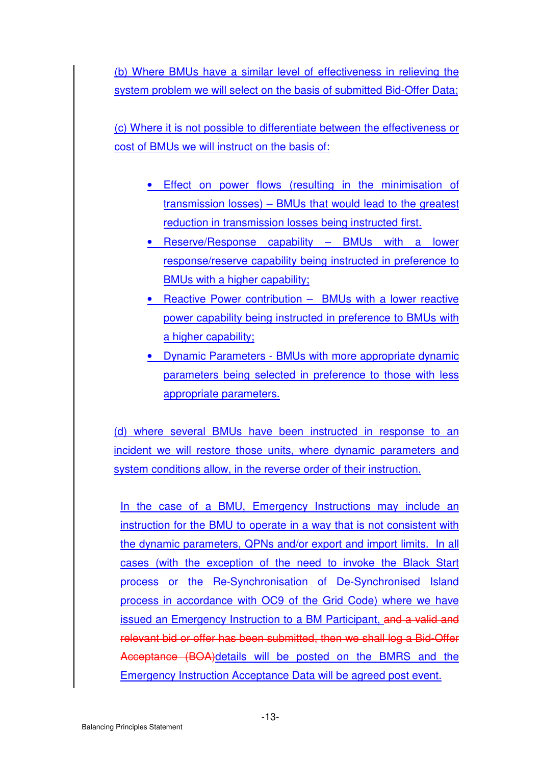(b) Where BMUs have a similar level of effectiveness in relieving the system problem we will select on the basis of submitted Bid-Offer Data;

(c) Where it is not possible to differentiate between the effectiveness or cost of BMUs we will instruct on the basis of:

- Effect on power flows (resulting in the minimisation of transmission losses) – BMUs that would lead to the greatest reduction in transmission losses being instructed first.
- Reserve/Response capability – BMUs with a lower response/reserve capability being instructed in preference to BMUs with a higher capability;
- Reactive Power contribution – BMUs with a lower reactive power capability being instructed in preference to BMUs with a higher capability;
- Dynamic Parameters - BMUs with more appropriate dynamic parameters being selected in preference to those with less appropriate parameters.

(d) where several BMUs have been instructed in response to an incident we will restore those units, where dynamic parameters and system conditions allow, in the reverse order of their instruction.

In the case of a BMU, Emergency Instructions may include an instruction for the BMU to operate in a way that is not consistent with the dynamic parameters, QPNs and/or export and import limits. In all cases (with the exception of the need to invoke the Black Start process or the Re-Synchronisation of De-Synchronised Island process in accordance with OC9 of the Grid Code) where we have issued an Emergency Instruction to a BM Participant, ~~and a valid and relevant bid or offer has been submitted, then we shall log a Bid-Offer Acceptance (BOA)~~details will be posted on the BMRS and the Emergency Instruction Acceptance Data will be agreed post event.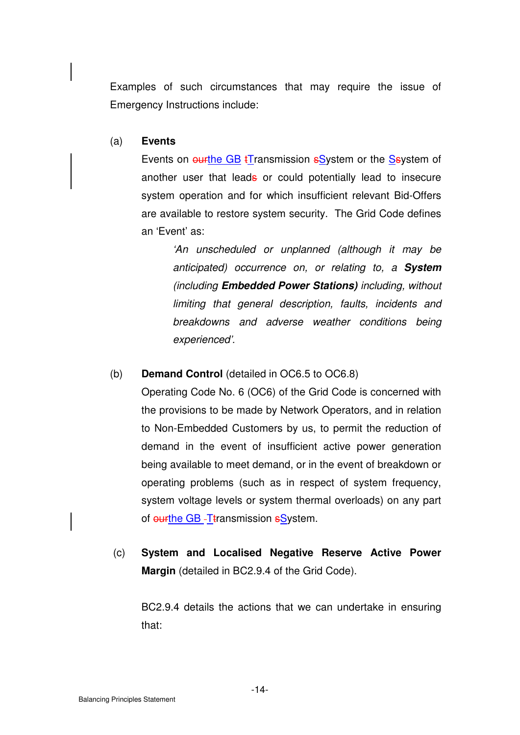Examples of such circumstances that may require the issue of Emergency Instructions include:

(a) **Events**

Events on ~~our~~the GB ~~t~~Transmission ~~s~~System or the S~~s~~ystem of another user that lead~~s~~ or could potentially lead to insecure system operation and for which insufficient relevant Bid-Offers are available to restore system security. The Grid Code defines an 'Event' as:

> *'An unscheduled or unplanned (although it may be anticipated) occurrence on, or relating to, a **System** (including **Embedded Power Stations)** including, without limiting that general description, faults, incidents and breakdowns and adverse weather conditions being experienced'.*

(b) **Demand Control** (detailed in OC6.5 to OC6.8)

Operating Code No. 6 (OC6) of the Grid Code is concerned with the provisions to be made by Network Operators, and in relation to Non-Embedded Customers by us, to permit the reduction of demand in the event of insufficient active power generation being available to meet demand, or in the event of breakdown or operating problems (such as in respect of system frequency, system voltage levels or system thermal overloads) on any part of ~~our~~the GB T~~t~~ransmission ~~s~~System.

(c) **System and Localised Negative Reserve Active Power Margin** (detailed in BC2.9.4 of the Grid Code).

BC2.9.4 details the actions that we can undertake in ensuring that: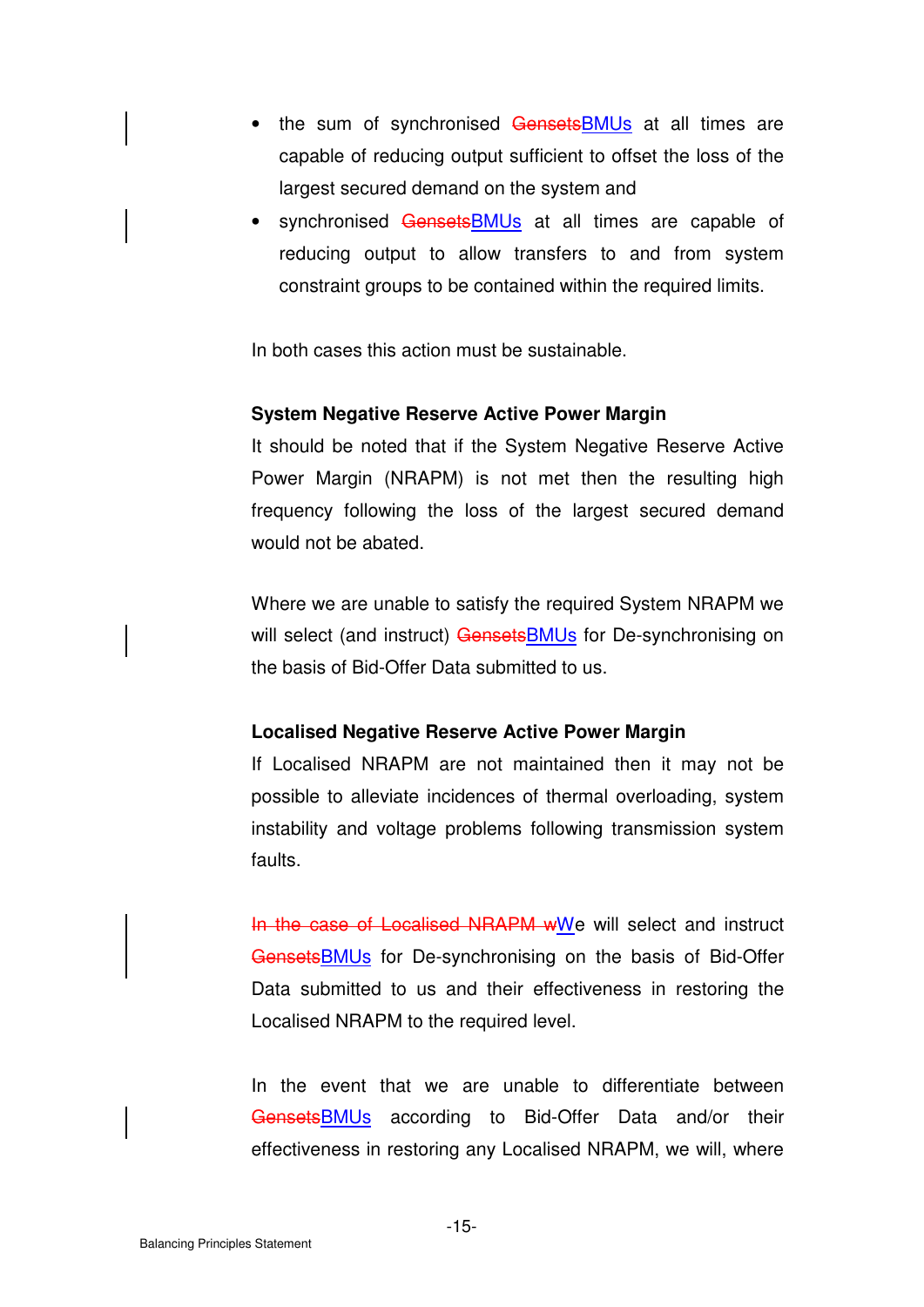- the sum of synchronised ~~Gensets~~BMUs at all times are capable of reducing output sufficient to offset the loss of the largest secured demand on the system and
- synchronised ~~Gensets~~BMUs at all times are capable of reducing output to allow transfers to and from system constraint groups to be contained within the required limits.

In both cases this action must be sustainable.

**System Negative Reserve Active Power Margin**

It should be noted that if the System Negative Reserve Active Power Margin (NRAPM) is not met then the resulting high frequency following the loss of the largest secured demand would not be abated.

Where we are unable to satisfy the required System NRAPM we will select (and instruct) ~~Gensets~~BMUs for De-synchronising on the basis of Bid-Offer Data submitted to us.

**Localised Negative Reserve Active Power Margin**

If Localised NRAPM are not maintained then it may not be possible to alleviate incidences of thermal overloading, system instability and voltage problems following transmission system faults.

~~In the case of Localised NRAPM w~~We will select and instruct ~~Gensets~~BMUs for De-synchronising on the basis of Bid-Offer Data submitted to us and their effectiveness in restoring the Localised NRAPM to the required level.

In the event that we are unable to differentiate between ~~Gensets~~BMUs according to Bid-Offer Data and/or their effectiveness in restoring any Localised NRAPM, we will, where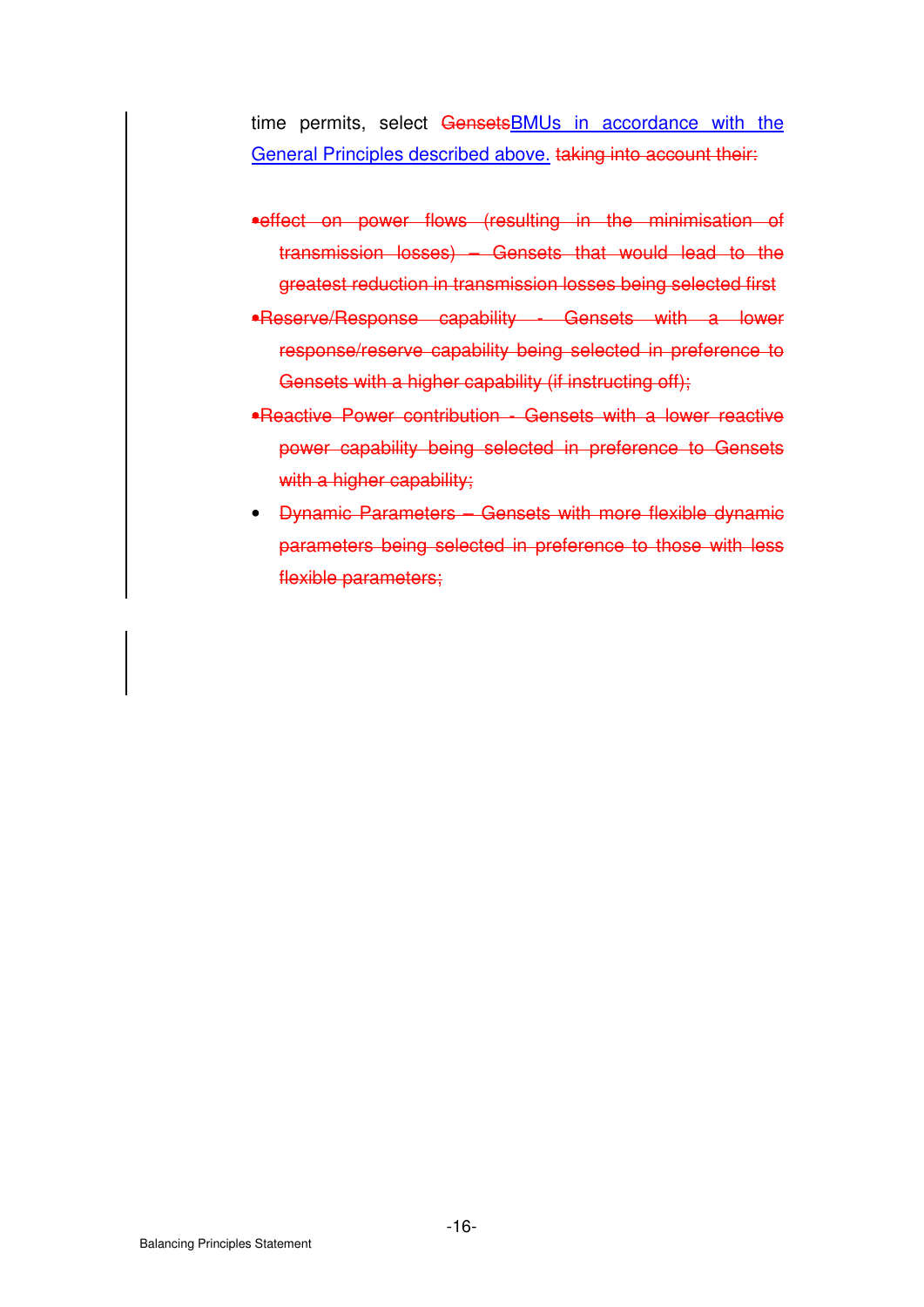time permits, select ~~Gensets~~BMUs in accordance with the General Principles described above. ~~taking into account their:~~

- ~~effect on power flows (resulting in the minimisation of transmission losses) – Gensets that would lead to the greatest reduction in transmission losses being selected first~~
- ~~Reserve/Response capability - Gensets with a lower response/reserve capability being selected in preference to Gensets with a higher capability (if instructing off);~~
- ~~Reactive Power contribution - Gensets with a lower reactive power capability being selected in preference to Gensets with a higher capability;~~
- ~~Dynamic Parameters – Gensets with more flexible dynamic parameters being selected in preference to those with less flexible parameters;~~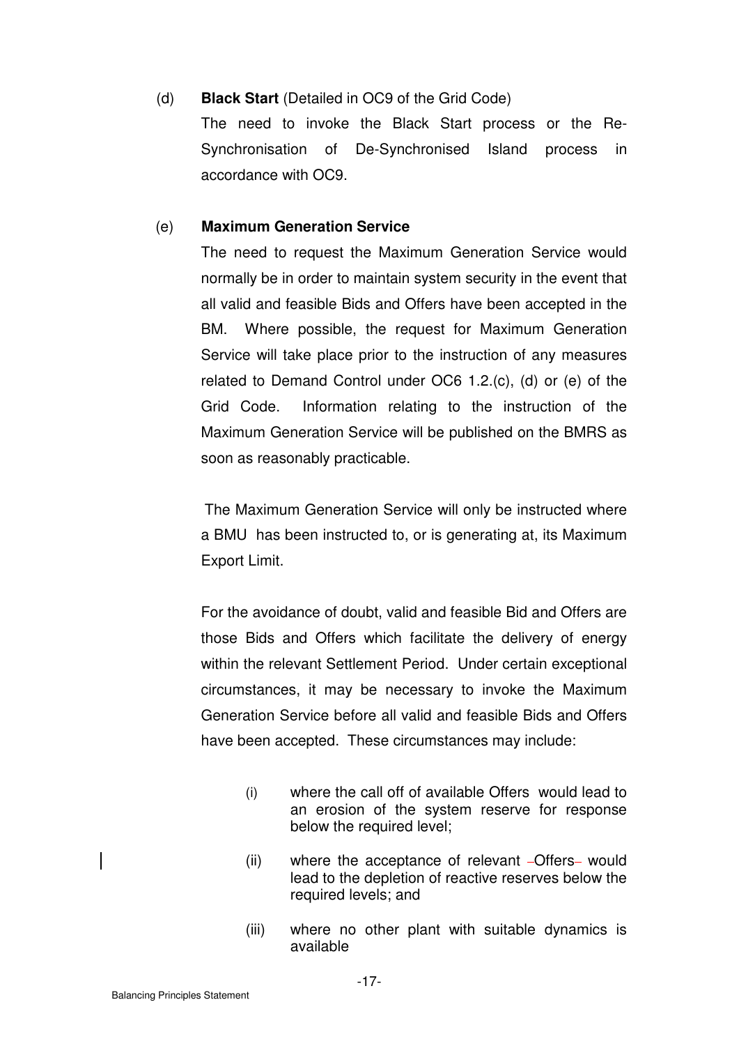(d) **Black Start** (Detailed in OC9 of the Grid Code)

The need to invoke the Black Start process or the Re-Synchronisation of De-Synchronised Island process in accordance with OC9.

(e) **Maximum Generation Service**

The need to request the Maximum Generation Service would normally be in order to maintain system security in the event that all valid and feasible Bids and Offers have been accepted in the BM. Where possible, the request for Maximum Generation Service will take place prior to the instruction of any measures related to Demand Control under OC6 1.2.(c), (d) or (e) of the Grid Code. Information relating to the instruction of the Maximum Generation Service will be published on the BMRS as soon as reasonably practicable.

The Maximum Generation Service will only be instructed where a BMU has been instructed to, or is generating at, its Maximum Export Limit.

For the avoidance of doubt, valid and feasible Bid and Offers are those Bids and Offers which facilitate the delivery of energy within the relevant Settlement Period. Under certain exceptional circumstances, it may be necessary to invoke the Maximum Generation Service before all valid and feasible Bids and Offers have been accepted. These circumstances may include:

(i) where the call off of available Offers would lead to an erosion of the system reserve for response below the required level;

(ii) where the acceptance of relevant Offers would lead to the depletion of reactive reserves below the required levels; and

(iii) where no other plant with suitable dynamics is available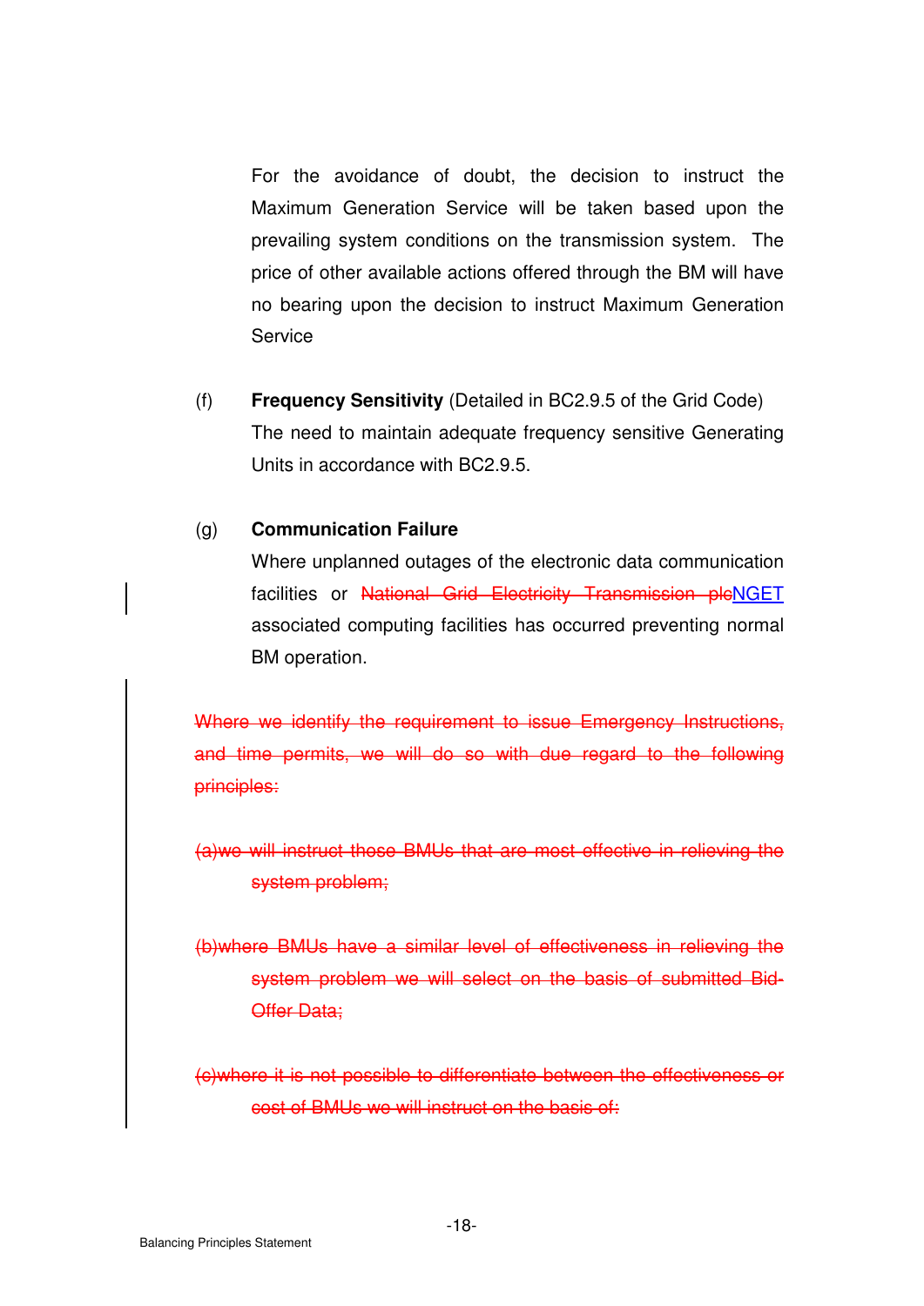For the avoidance of doubt, the decision to instruct the Maximum Generation Service will be taken based upon the prevailing system conditions on the transmission system. The price of other available actions offered through the BM will have no bearing upon the decision to instruct Maximum Generation Service

(f) **Frequency Sensitivity** (Detailed in BC2.9.5 of the Grid Code)
The need to maintain adequate frequency sensitive Generating Units in accordance with BC2.9.5.

(g) **Communication Failure**
Where unplanned outages of the electronic data communication facilities or ~~National Grid Electricity Transmission plc~~NGET associated computing facilities has occurred preventing normal BM operation.

~~Where we identify the requirement to issue Emergency Instructions, and time permits, we will do so with due regard to the following principles:~~

~~(a)we will instruct those BMUs that are most effective in relieving the system problem;~~

~~(b)where BMUs have a similar level of effectiveness in relieving the system problem we will select on the basis of submitted Bid-Offer Data;~~

~~(c)where it is not possible to differentiate between the effectiveness or cost of BMUs we will instruct on the basis of:~~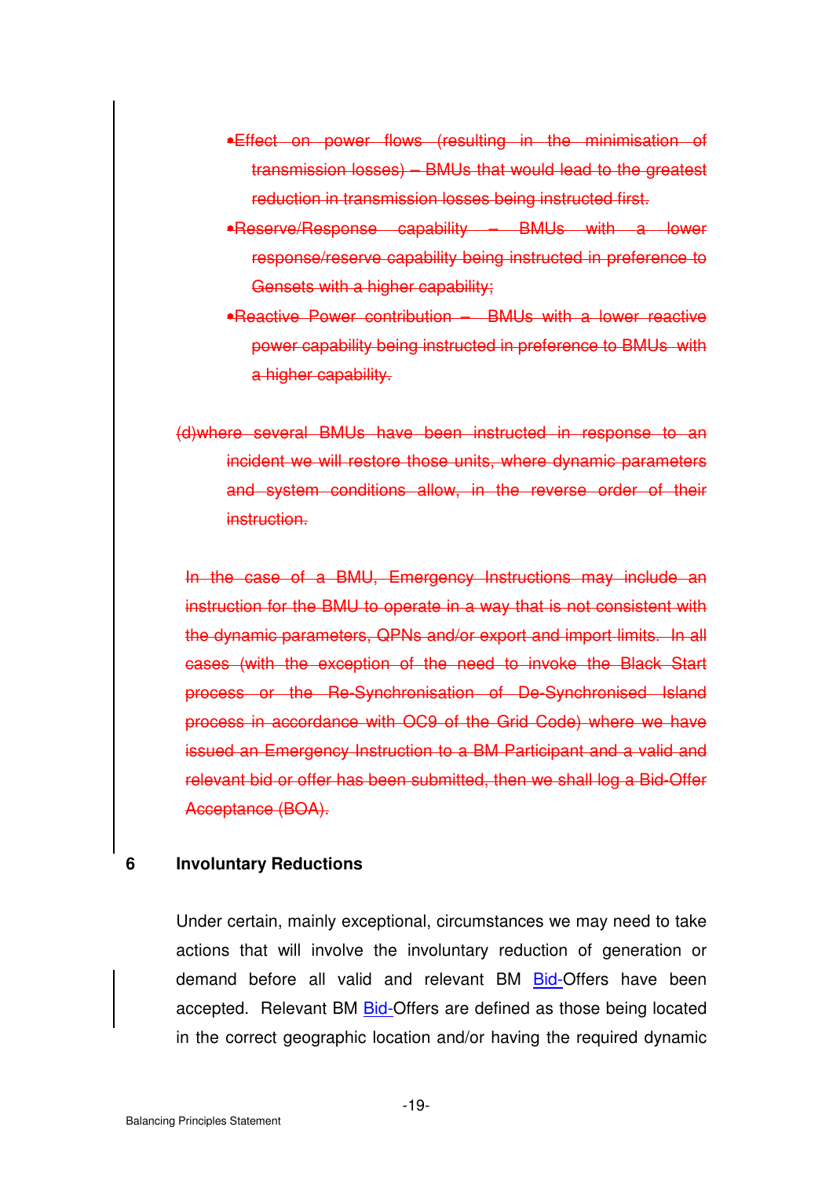~~•Effect on power flows (resulting in the minimisation of transmission losses) – BMUs that would lead to the greatest reduction in transmission losses being instructed first.~~

~~•Reserve/Response capability – BMUs with a lower response/reserve capability being instructed in preference to Gensets with a higher capability;~~

~~•Reactive Power contribution – BMUs with a lower reactive power capability being instructed in preference to BMUs with a higher capability.~~

~~(d)where several BMUs have been instructed in response to an incident we will restore those units, where dynamic parameters and system conditions allow, in the reverse order of their instruction.~~

~~In the case of a BMU, Emergency Instructions may include an instruction for the BMU to operate in a way that is not consistent with the dynamic parameters, QPNs and/or export and import limits. In all cases (with the exception of the need to invoke the Black Start process or the Re-Synchronisation of De-Synchronised Island process in accordance with OC9 of the Grid Code) where we have issued an Emergency Instruction to a BM Participant and a valid and relevant bid or offer has been submitted, then we shall log a Bid-Offer Acceptance (BOA).~~

## 6 Involuntary Reductions

Under certain, mainly exceptional, circumstances we may need to take actions that will involve the involuntary reduction of generation or demand before all valid and relevant BM Bid-Offers have been accepted. Relevant BM Bid-Offers are defined as those being located in the correct geographic location and/or having the required dynamic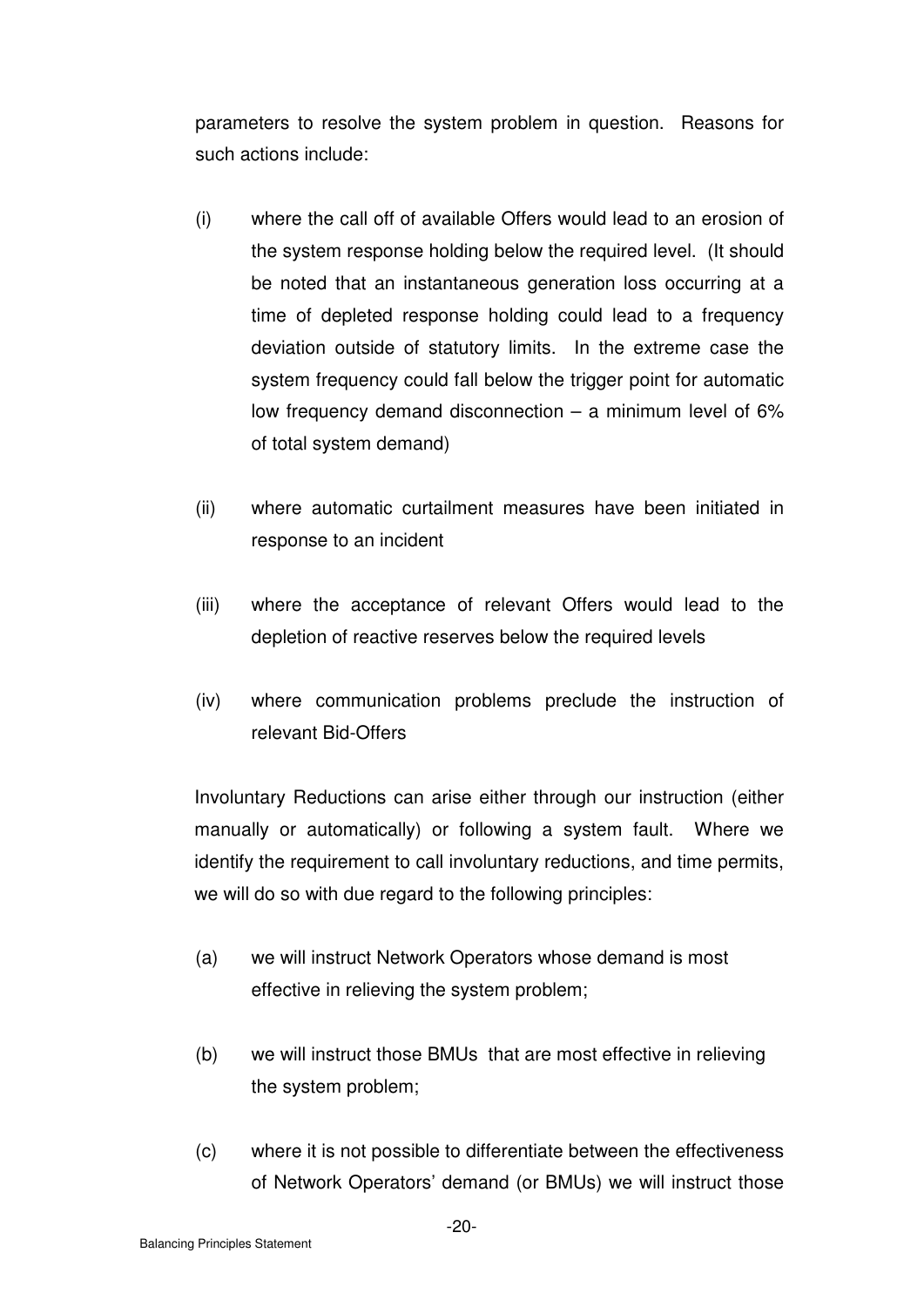parameters to resolve the system problem in question. Reasons for such actions include:

(i) where the call off of available Offers would lead to an erosion of the system response holding below the required level. (It should be noted that an instantaneous generation loss occurring at a time of depleted response holding could lead to a frequency deviation outside of statutory limits. In the extreme case the system frequency could fall below the trigger point for automatic low frequency demand disconnection – a minimum level of 6% of total system demand)

(ii) where automatic curtailment measures have been initiated in response to an incident

(iii) where the acceptance of relevant Offers would lead to the depletion of reactive reserves below the required levels

(iv) where communication problems preclude the instruction of relevant Bid-Offers

Involuntary Reductions can arise either through our instruction (either manually or automatically) or following a system fault. Where we identify the requirement to call involuntary reductions, and time permits, we will do so with due regard to the following principles:

(a) we will instruct Network Operators whose demand is most effective in relieving the system problem;

(b) we will instruct those BMUs that are most effective in relieving the system problem;

(c) where it is not possible to differentiate between the effectiveness of Network Operators' demand (or BMUs) we will instruct those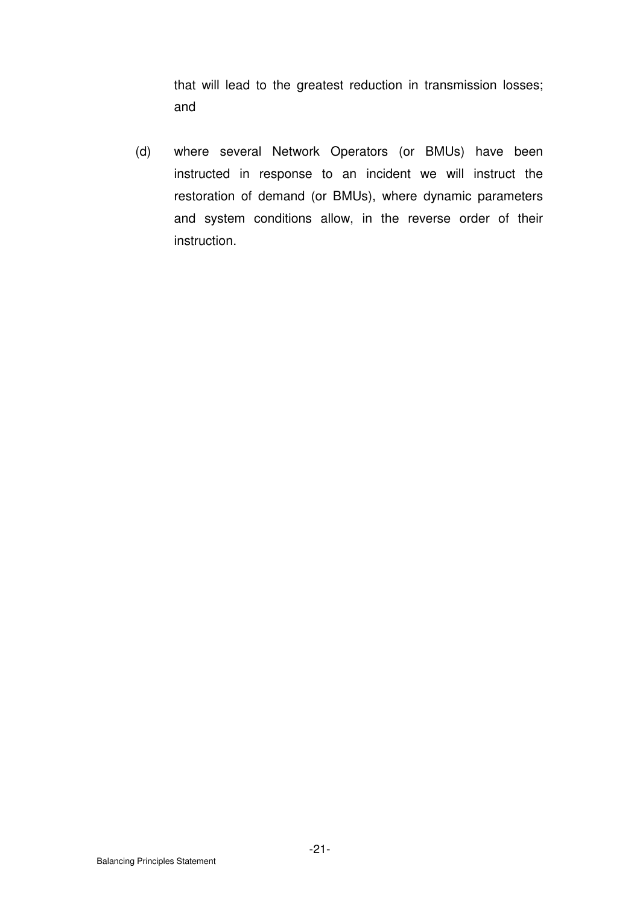that will lead to the greatest reduction in transmission losses; and

(d) where several Network Operators (or BMUs) have been instructed in response to an incident we will instruct the restoration of demand (or BMUs), where dynamic parameters and system conditions allow, in the reverse order of their instruction.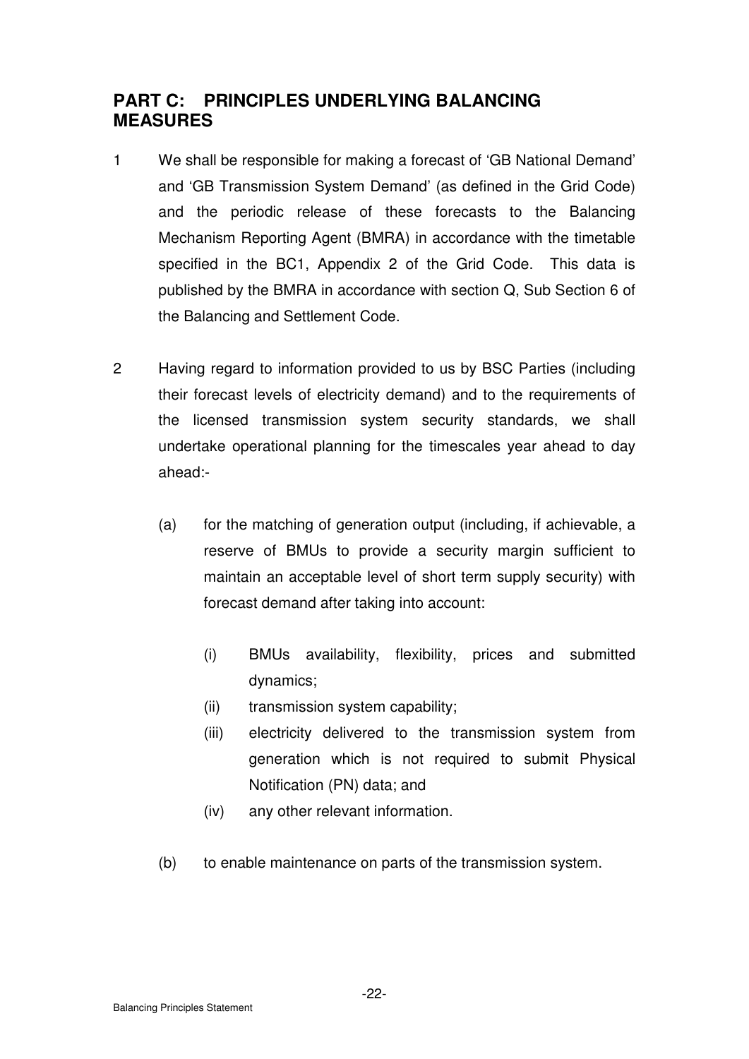## PART C: PRINCIPLES UNDERLYING BALANCING MEASURES

1 We shall be responsible for making a forecast of 'GB National Demand' and 'GB Transmission System Demand' (as defined in the Grid Code) and the periodic release of these forecasts to the Balancing Mechanism Reporting Agent (BMRA) in accordance with the timetable specified in the BC1, Appendix 2 of the Grid Code. This data is published by the BMRA in accordance with section Q, Sub Section 6 of the Balancing and Settlement Code.

2 Having regard to information provided to us by BSC Parties (including their forecast levels of electricity demand) and to the requirements of the licensed transmission system security standards, we shall undertake operational planning for the timescales year ahead to day ahead:-

   (a) for the matching of generation output (including, if achievable, a reserve of BMUs to provide a security margin sufficient to maintain an acceptable level of short term supply security) with forecast demand after taking into account:

      (i) BMUs availability, flexibility, prices and submitted dynamics;
      (ii) transmission system capability;
      (iii) electricity delivered to the transmission system from generation which is not required to submit Physical Notification (PN) data; and
      (iv) any other relevant information.

   (b) to enable maintenance on parts of the transmission system.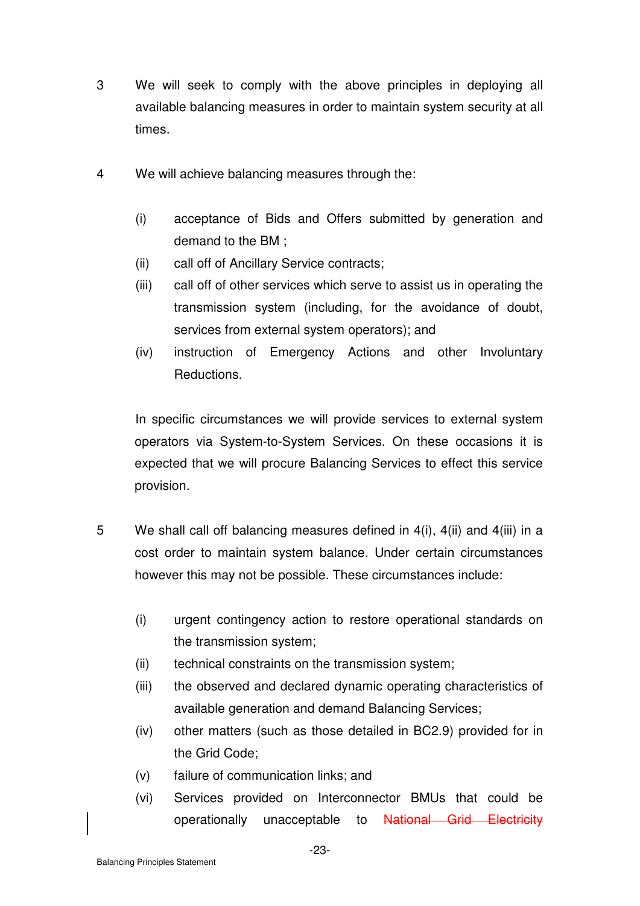3 We will seek to comply with the above principles in deploying all available balancing measures in order to maintain system security at all times.

4 We will achieve balancing measures through the:

(i) acceptance of Bids and Offers submitted by generation and demand to the BM ;

(ii) call off of Ancillary Service contracts;

(iii) call off of other services which serve to assist us in operating the transmission system (including, for the avoidance of doubt, services from external system operators); and

(iv) instruction of Emergency Actions and other Involuntary Reductions.

In specific circumstances we will provide services to external system operators via System-to-System Services. On these occasions it is expected that we will procure Balancing Services to effect this service provision.

5 We shall call off balancing measures defined in 4(i), 4(ii) and 4(iii) in a cost order to maintain system balance. Under certain circumstances however this may not be possible. These circumstances include:

(i) urgent contingency action to restore operational standards on the transmission system;

(ii) technical constraints on the transmission system;

(iii) the observed and declared dynamic operating characteristics of available generation and demand Balancing Services;

(iv) other matters (such as those detailed in BC2.9) provided for in the Grid Code;

(v) failure of communication links; and

(vi) Services provided on Interconnector BMUs that could be operationally unacceptable to ~~National Grid Electricity~~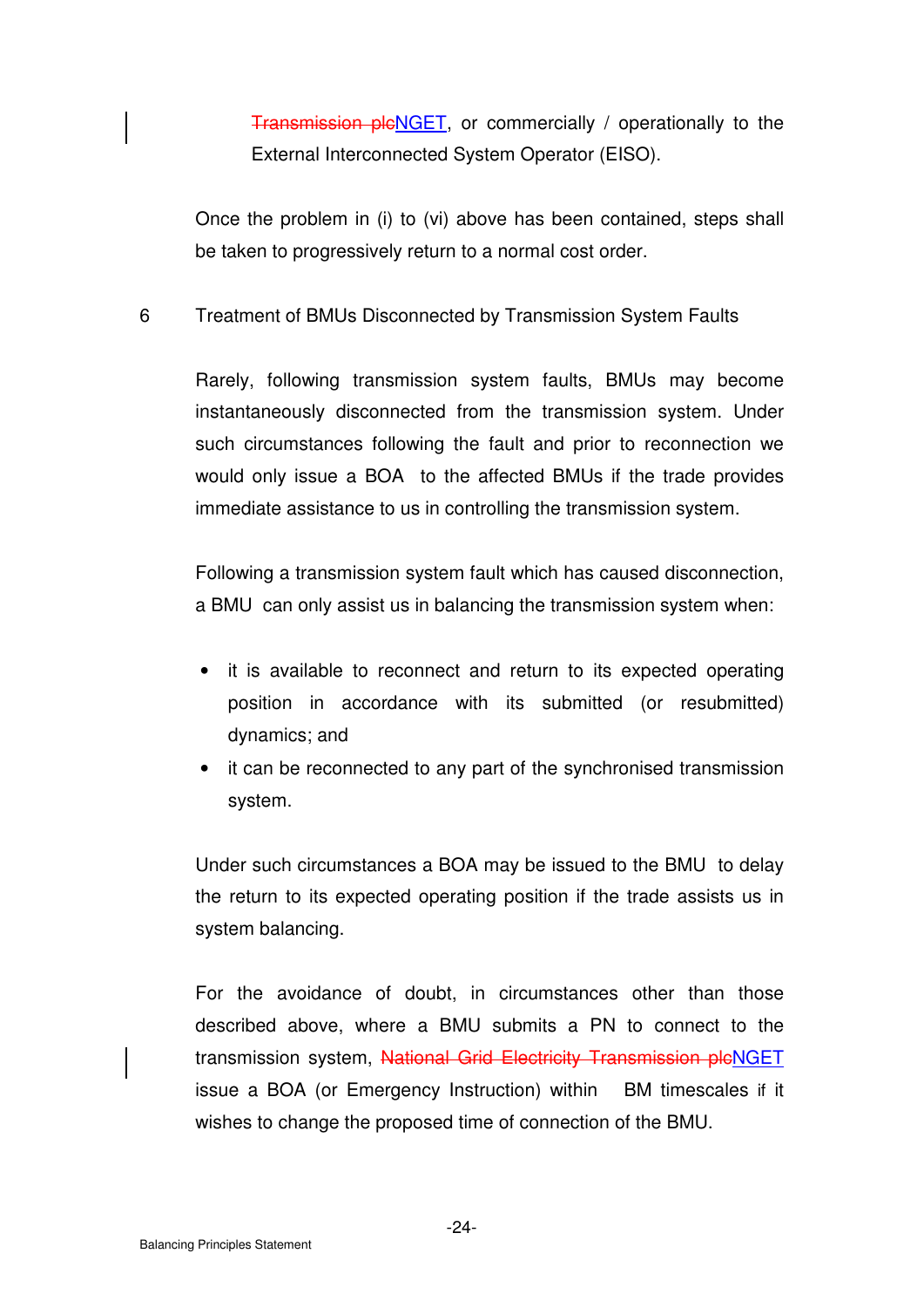~~Transmission plc~~NGET, or commercially / operationally to the External Interconnected System Operator (EISO).

Once the problem in (i) to (vi) above has been contained, steps shall be taken to progressively return to a normal cost order.

## 6 Treatment of BMUs Disconnected by Transmission System Faults

Rarely, following transmission system faults, BMUs may become instantaneously disconnected from the transmission system. Under such circumstances following the fault and prior to reconnection we would only issue a BOA to the affected BMUs if the trade provides immediate assistance to us in controlling the transmission system.

Following a transmission system fault which has caused disconnection, a BMU can only assist us in balancing the transmission system when:

- it is available to reconnect and return to its expected operating position in accordance with its submitted (or resubmitted) dynamics; and
- it can be reconnected to any part of the synchronised transmission system.

Under such circumstances a BOA may be issued to the BMU to delay the return to its expected operating position if the trade assists us in system balancing.

For the avoidance of doubt, in circumstances other than those described above, where a BMU submits a PN to connect to the transmission system, ~~National Grid Electricity Transmission plc~~NGET issue a BOA (or Emergency Instruction) within BM timescales if it wishes to change the proposed time of connection of the BMU.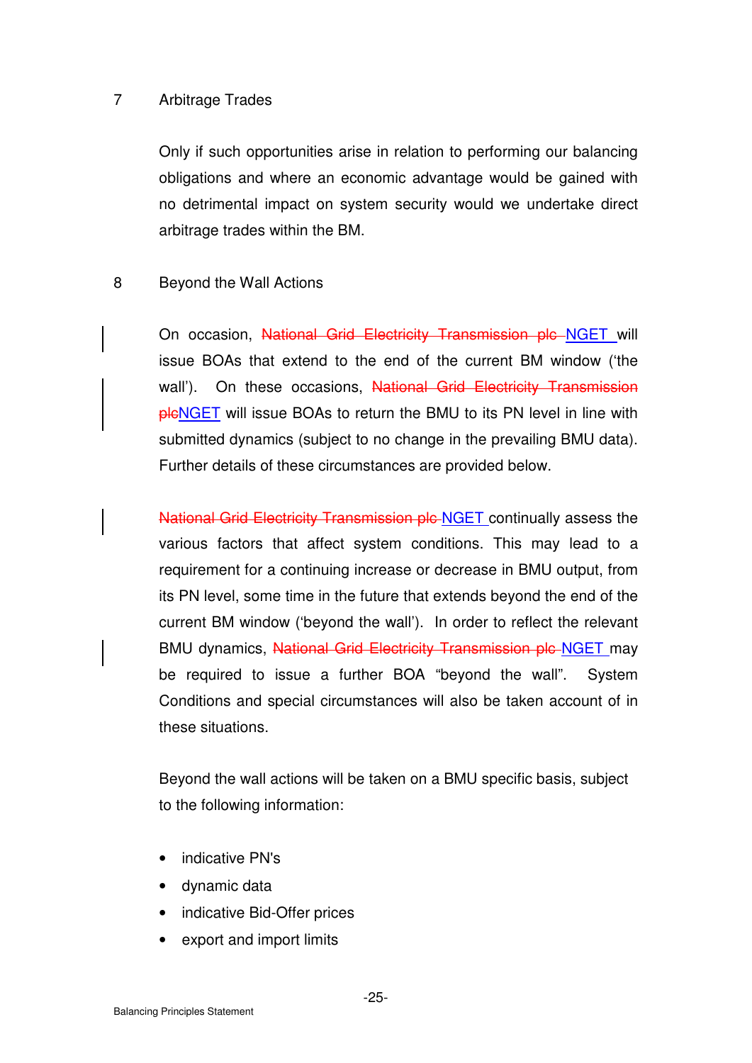## 7 Arbitrage Trades

Only if such opportunities arise in relation to performing our balancing obligations and where an economic advantage would be gained with no detrimental impact on system security would we undertake direct arbitrage trades within the BM.

## 8 Beyond the Wall Actions

On occasion, ~~National Grid Electricity Transmission plc~~ NGET will issue BOAs that extend to the end of the current BM window ('the wall'). On these occasions, ~~National Grid Electricity Transmission plc~~NGET will issue BOAs to return the BMU to its PN level in line with submitted dynamics (subject to no change in the prevailing BMU data). Further details of these circumstances are provided below.

~~National Grid Electricity Transmission plc~~ NGET continually assess the various factors that affect system conditions. This may lead to a requirement for a continuing increase or decrease in BMU output, from its PN level, some time in the future that extends beyond the end of the current BM window ('beyond the wall'). In order to reflect the relevant BMU dynamics, ~~National Grid Electricity Transmission plc~~ NGET may be required to issue a further BOA "beyond the wall". System Conditions and special circumstances will also be taken account of in these situations.

Beyond the wall actions will be taken on a BMU specific basis, subject to the following information:

- indicative PN's
- dynamic data
- indicative Bid-Offer prices
- export and import limits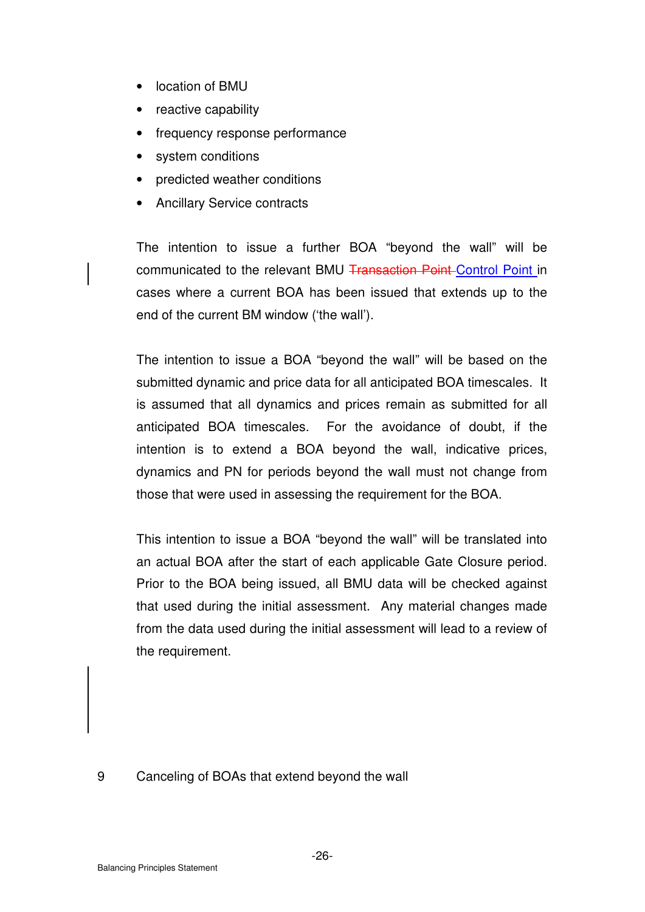- location of BMU
- reactive capability
- frequency response performance
- system conditions
- predicted weather conditions
- Ancillary Service contracts

The intention to issue a further BOA "beyond the wall" will be communicated to the relevant BMU ~~Transaction Point~~ Control Point in cases where a current BOA has been issued that extends up to the end of the current BM window ('the wall').

The intention to issue a BOA "beyond the wall" will be based on the submitted dynamic and price data for all anticipated BOA timescales. It is assumed that all dynamics and prices remain as submitted for all anticipated BOA timescales. For the avoidance of doubt, if the intention is to extend a BOA beyond the wall, indicative prices, dynamics and PN for periods beyond the wall must not change from those that were used in assessing the requirement for the BOA.

This intention to issue a BOA "beyond the wall" will be translated into an actual BOA after the start of each applicable Gate Closure period. Prior to the BOA being issued, all BMU data will be checked against that used during the initial assessment. Any material changes made from the data used during the initial assessment will lead to a review of the requirement.

## 9 Canceling of BOAs that extend beyond the wall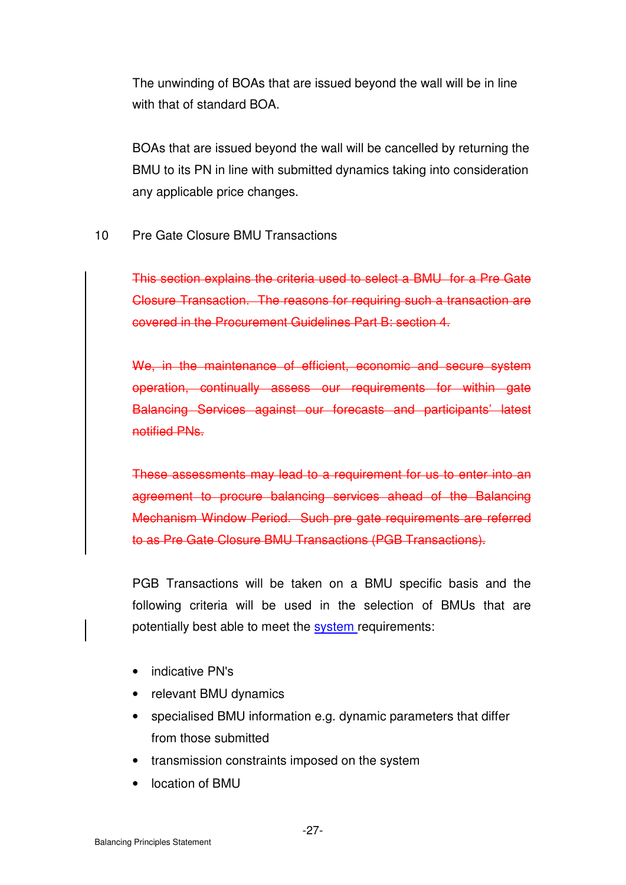The unwinding of BOAs that are issued beyond the wall will be in line with that of standard BOA.

BOAs that are issued beyond the wall will be cancelled by returning the BMU to its PN in line with submitted dynamics taking into consideration any applicable price changes.

## 10 Pre Gate Closure BMU Transactions

~~This section explains the criteria used to select a BMU for a Pre Gate Closure Transaction. The reasons for requiring such a transaction are covered in the Procurement Guidelines Part B: section 4.~~

~~We, in the maintenance of efficient, economic and secure system operation, continually assess our requirements for within gate Balancing Services against our forecasts and participants' latest notified PNs.~~

~~These assessments may lead to a requirement for us to enter into an agreement to procure balancing services ahead of the Balancing Mechanism Window Period. Such pre gate requirements are referred to as Pre Gate Closure BMU Transactions (PGB Transactions).~~

PGB Transactions will be taken on a BMU specific basis and the following criteria will be used in the selection of BMUs that are potentially best able to meet the system requirements:

- indicative PN's
- relevant BMU dynamics
- specialised BMU information e.g. dynamic parameters that differ from those submitted
- transmission constraints imposed on the system
- location of BMU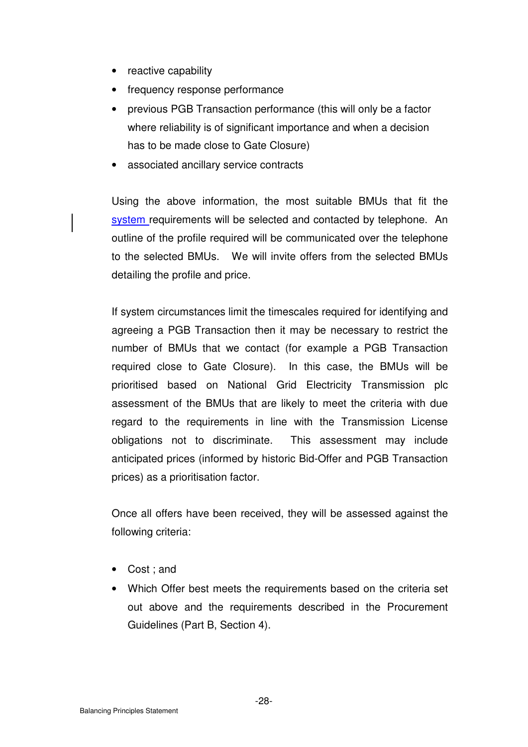- reactive capability
- frequency response performance
- previous PGB Transaction performance (this will only be a factor where reliability is of significant importance and when a decision has to be made close to Gate Closure)
- associated ancillary service contracts

Using the above information, the most suitable BMUs that fit the system requirements will be selected and contacted by telephone. An outline of the profile required will be communicated over the telephone to the selected BMUs. We will invite offers from the selected BMUs detailing the profile and price.

If system circumstances limit the timescales required for identifying and agreeing a PGB Transaction then it may be necessary to restrict the number of BMUs that we contact (for example a PGB Transaction required close to Gate Closure). In this case, the BMUs will be prioritised based on National Grid Electricity Transmission plc assessment of the BMUs that are likely to meet the criteria with due regard to the requirements in line with the Transmission License obligations not to discriminate. This assessment may include anticipated prices (informed by historic Bid-Offer and PGB Transaction prices) as a prioritisation factor.

Once all offers have been received, they will be assessed against the following criteria:

- Cost ; and
- Which Offer best meets the requirements based on the criteria set out above and the requirements described in the Procurement Guidelines (Part B, Section 4).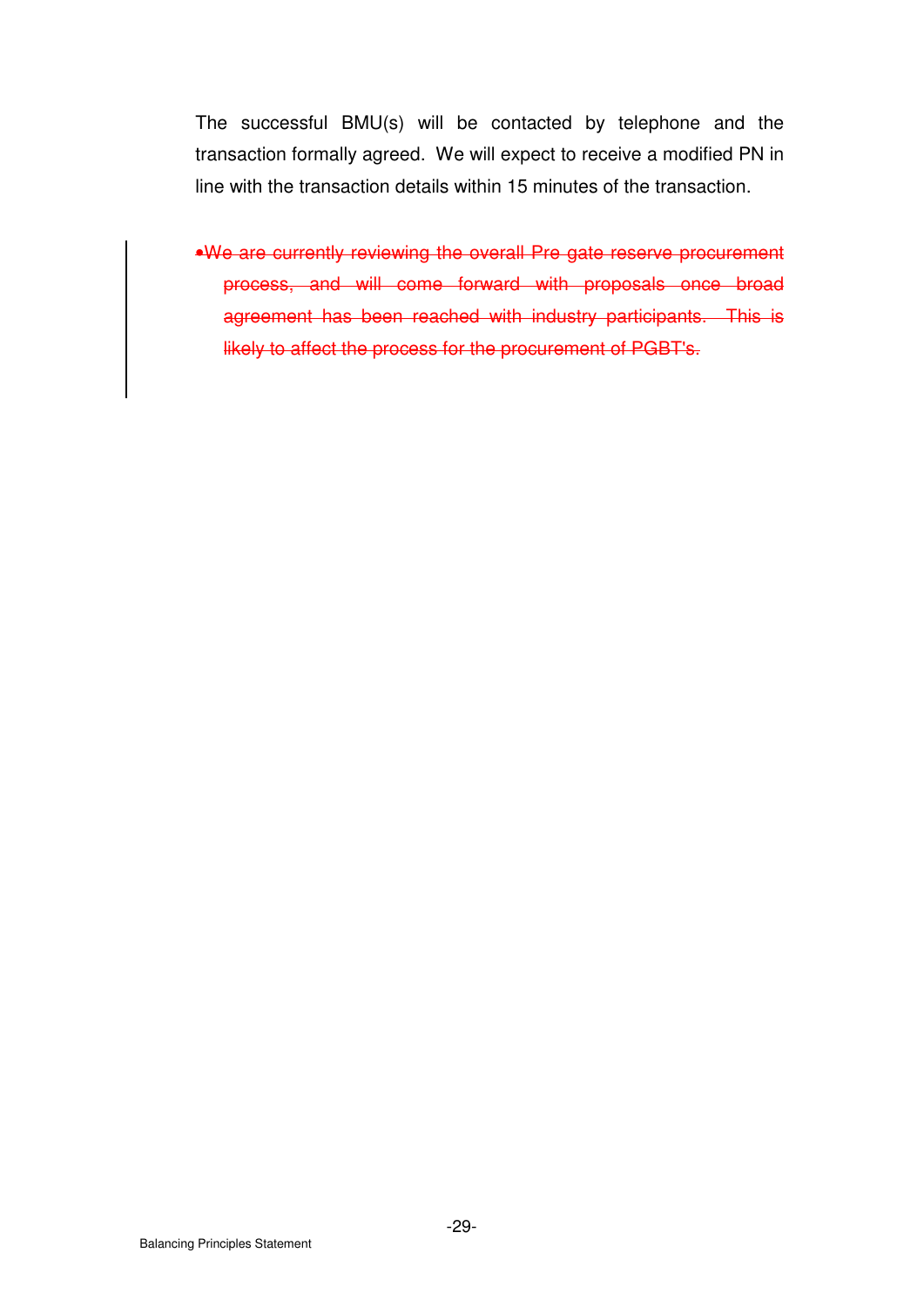The successful BMU(s) will be contacted by telephone and the transaction formally agreed. We will expect to receive a modified PN in line with the transaction details within 15 minutes of the transaction.

- ~~We are currently reviewing the overall Pre gate reserve procurement process, and will come forward with proposals once broad agreement has been reached with industry participants. This is likely to affect the process for the procurement of PGBT's.~~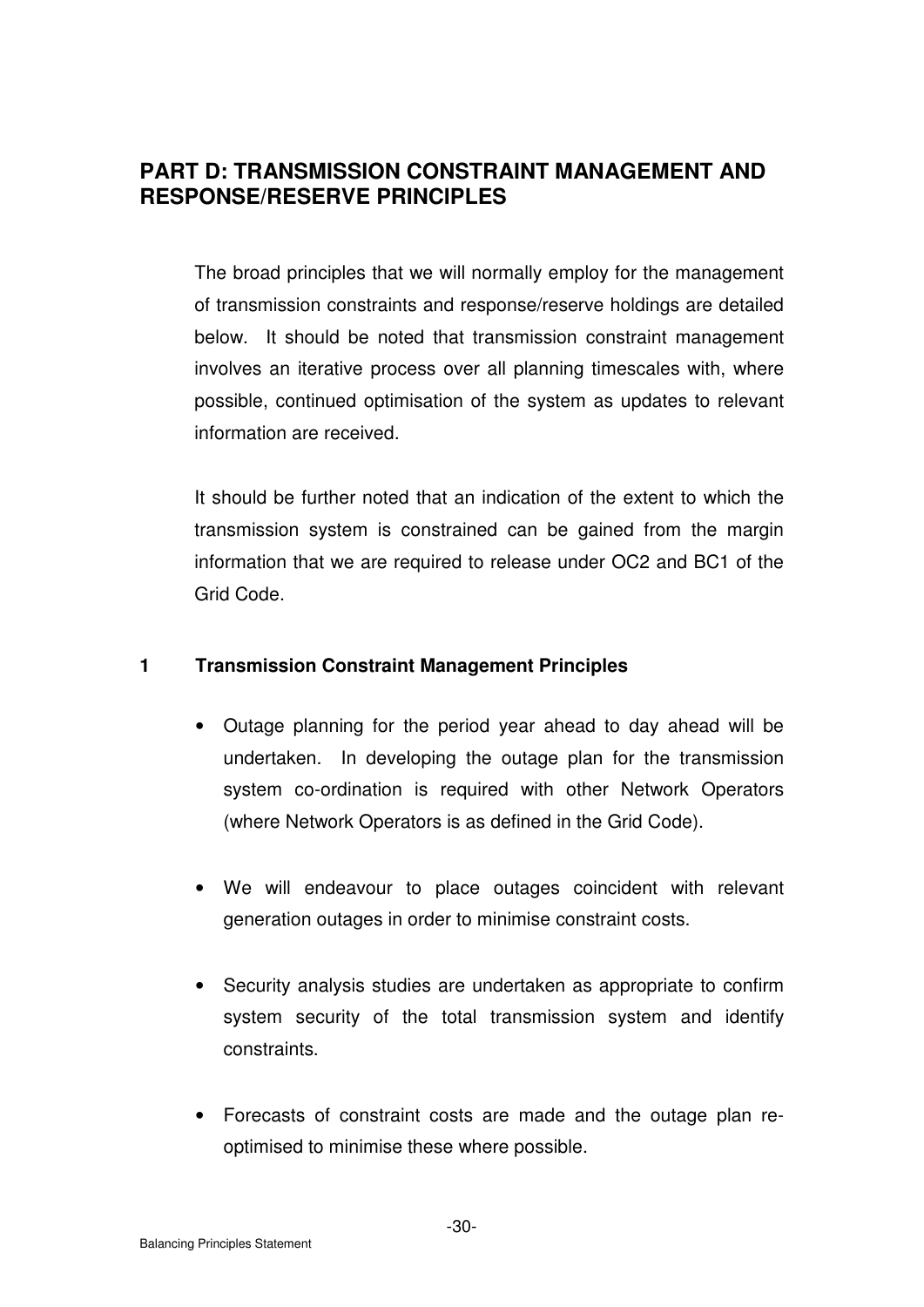## PART D: TRANSMISSION CONSTRAINT MANAGEMENT AND RESPONSE/RESERVE PRINCIPLES

The broad principles that we will normally employ for the management of transmission constraints and response/reserve holdings are detailed below. It should be noted that transmission constraint management involves an iterative process over all planning timescales with, where possible, continued optimisation of the system as updates to relevant information are received.

It should be further noted that an indication of the extent to which the transmission system is constrained can be gained from the margin information that we are required to release under OC2 and BC1 of the Grid Code.

### 1 Transmission Constraint Management Principles

- Outage planning for the period year ahead to day ahead will be undertaken. In developing the outage plan for the transmission system co-ordination is required with other Network Operators (where Network Operators is as defined in the Grid Code).

- We will endeavour to place outages coincident with relevant generation outages in order to minimise constraint costs.

- Security analysis studies are undertaken as appropriate to confirm system security of the total transmission system and identify constraints.

- Forecasts of constraint costs are made and the outage plan re-optimised to minimise these where possible.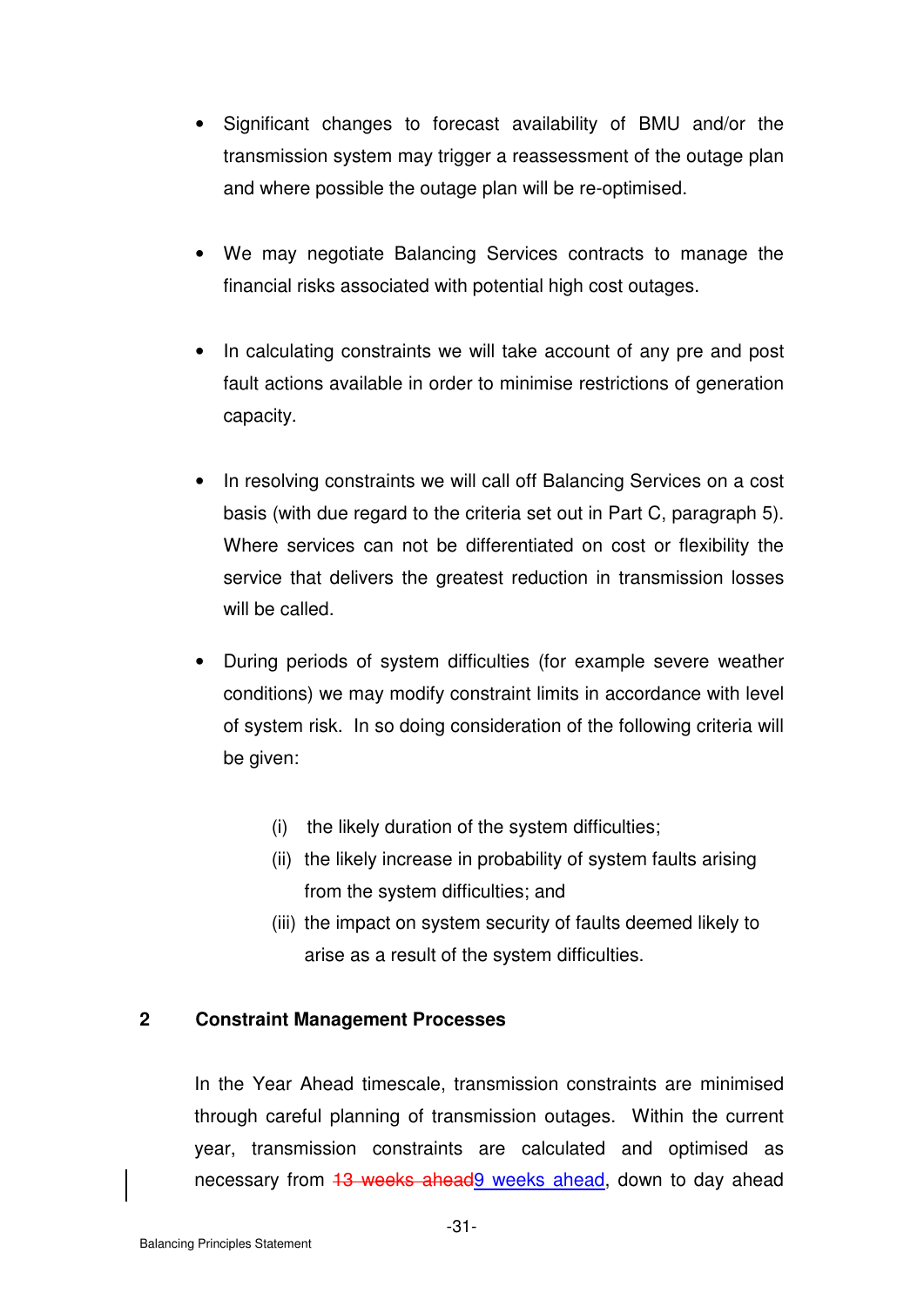- Significant changes to forecast availability of BMU and/or the transmission system may trigger a reassessment of the outage plan and where possible the outage plan will be re-optimised.

- We may negotiate Balancing Services contracts to manage the financial risks associated with potential high cost outages.

- In calculating constraints we will take account of any pre and post fault actions available in order to minimise restrictions of generation capacity.

- In resolving constraints we will call off Balancing Services on a cost basis (with due regard to the criteria set out in Part C, paragraph 5). Where services can not be differentiated on cost or flexibility the service that delivers the greatest reduction in transmission losses will be called.

- During periods of system difficulties (for example severe weather conditions) we may modify constraint limits in accordance with level of system risk. In so doing consideration of the following criteria will be given:

  (i) the likely duration of the system difficulties;
  (ii) the likely increase in probability of system faults arising from the system difficulties; and
  (iii) the impact on system security of faults deemed likely to arise as a result of the system difficulties.

## 2 Constraint Management Processes

In the Year Ahead timescale, transmission constraints are minimised through careful planning of transmission outages. Within the current year, transmission constraints are calculated and optimised as necessary from ~~13 weeks ahead~~9 weeks ahead, down to day ahead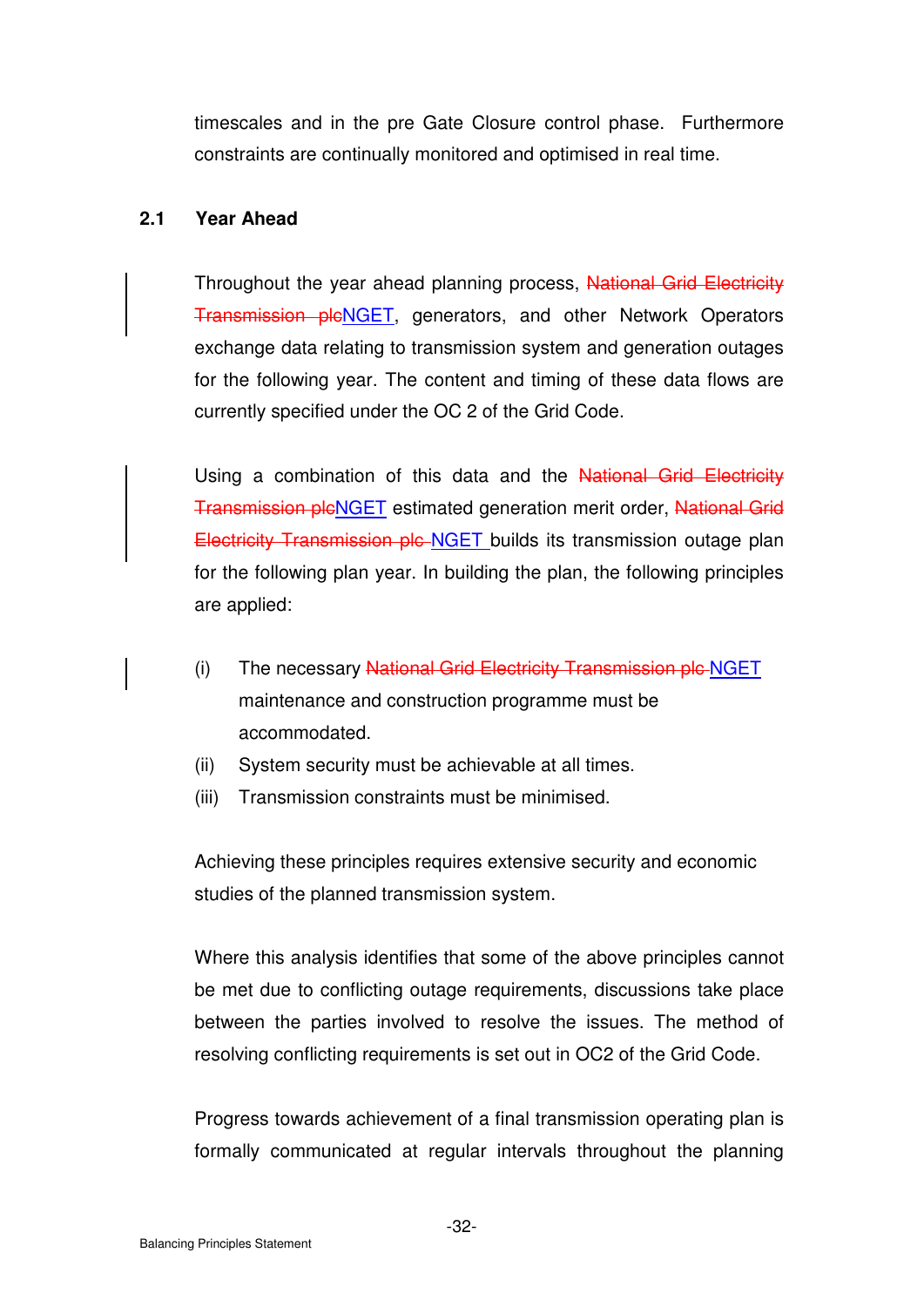timescales and in the pre Gate Closure control phase. Furthermore constraints are continually monitored and optimised in real time.

## 2.1 Year Ahead

Throughout the year ahead planning process, ~~National Grid Electricity Transmission plc~~NGET, generators, and other Network Operators exchange data relating to transmission system and generation outages for the following year. The content and timing of these data flows are currently specified under the OC 2 of the Grid Code.

Using a combination of this data and the ~~National Grid Electricity Transmission plc~~NGET estimated generation merit order, ~~National Grid Electricity Transmission plc~~ NGET builds its transmission outage plan for the following plan year. In building the plan, the following principles are applied:

(i) The necessary ~~National Grid Electricity Transmission plc~~ NGET maintenance and construction programme must be accommodated.

(ii) System security must be achievable at all times.

(iii) Transmission constraints must be minimised.

Achieving these principles requires extensive security and economic studies of the planned transmission system.

Where this analysis identifies that some of the above principles cannot be met due to conflicting outage requirements, discussions take place between the parties involved to resolve the issues. The method of resolving conflicting requirements is set out in OC2 of the Grid Code.

Progress towards achievement of a final transmission operating plan is formally communicated at regular intervals throughout the planning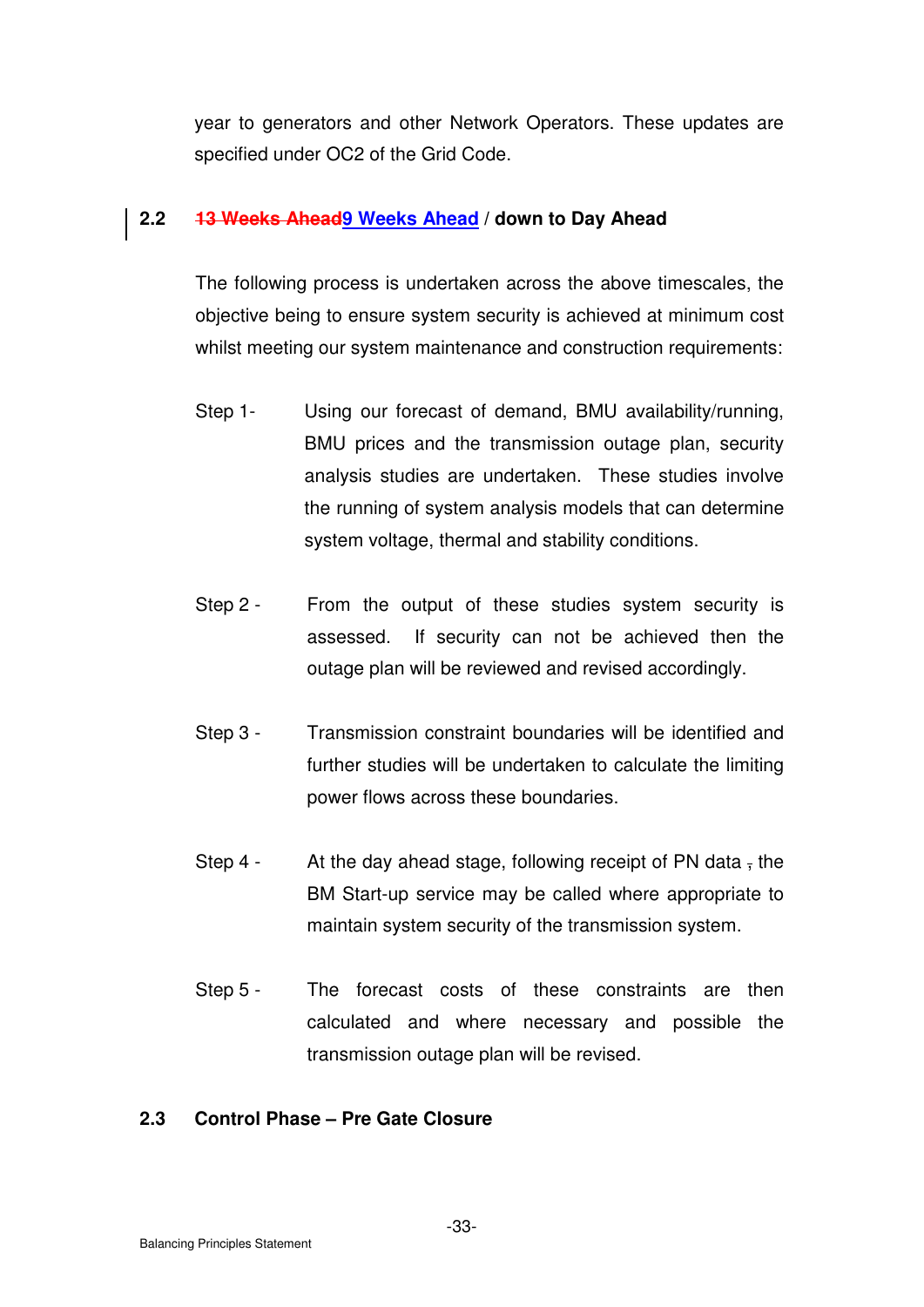year to generators and other Network Operators. These updates are specified under OC2 of the Grid Code.

## 2.2 ~~13 Weeks Ahead~~9 Weeks Ahead / down to Day Ahead

The following process is undertaken across the above timescales, the objective being to ensure system security is achieved at minimum cost whilst meeting our system maintenance and construction requirements:

Step 1- Using our forecast of demand, BMU availability/running, BMU prices and the transmission outage plan, security analysis studies are undertaken. These studies involve the running of system analysis models that can determine system voltage, thermal and stability conditions.

Step 2 - From the output of these studies system security is assessed. If security can not be achieved then the outage plan will be reviewed and revised accordingly.

Step 3 - Transmission constraint boundaries will be identified and further studies will be undertaken to calculate the limiting power flows across these boundaries.

Step 4 - At the day ahead stage, following receipt of PN data ~~,~~ the BM Start-up service may be called where appropriate to maintain system security of the transmission system.

Step 5 - The forecast costs of these constraints are then calculated and where necessary and possible the transmission outage plan will be revised.

## 2.3 Control Phase – Pre Gate Closure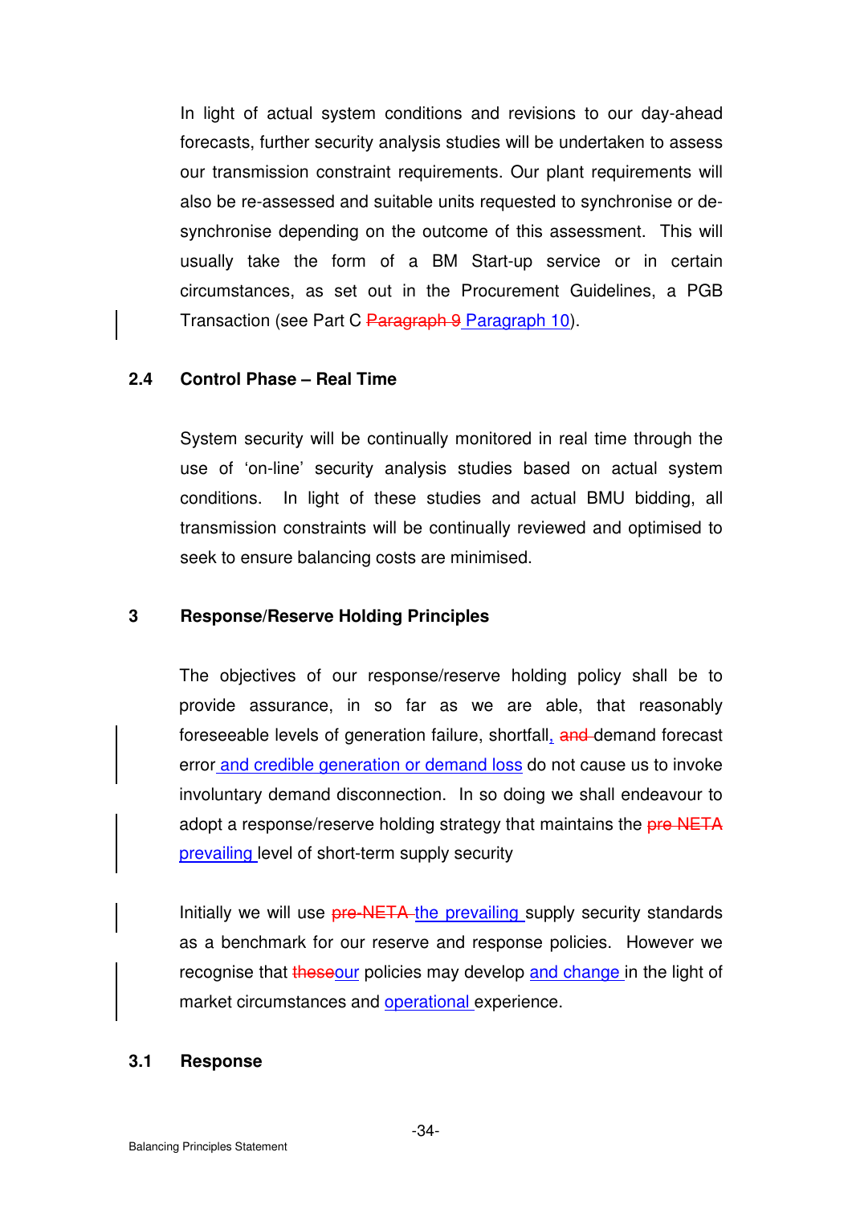In light of actual system conditions and revisions to our day-ahead forecasts, further security analysis studies will be undertaken to assess our transmission constraint requirements. Our plant requirements will also be re-assessed and suitable units requested to synchronise or de-synchronise depending on the outcome of this assessment. This will usually take the form of a BM Start-up service or in certain circumstances, as set out in the Procurement Guidelines, a PGB Transaction (see Part C ~~Paragraph 9~~ Paragraph 10).

### 2.4 Control Phase – Real Time

System security will be continually monitored in real time through the use of 'on-line' security analysis studies based on actual system conditions. In light of these studies and actual BMU bidding, all transmission constraints will be continually reviewed and optimised to seek to ensure balancing costs are minimised.

## 3 Response/Reserve Holding Principles

The objectives of our response/reserve holding policy shall be to provide assurance, in so far as we are able, that reasonably foreseeable levels of generation failure, shortfall, ~~and~~ demand forecast error and credible generation or demand loss do not cause us to invoke involuntary demand disconnection. In so doing we shall endeavour to adopt a response/reserve holding strategy that maintains the ~~pre NETA~~ prevailing level of short-term supply security

Initially we will use ~~pre-NETA~~ the prevailing supply security standards as a benchmark for our reserve and response policies. However we recognise that ~~these~~our policies may develop and change in the light of market circumstances and operational experience.

### 3.1 Response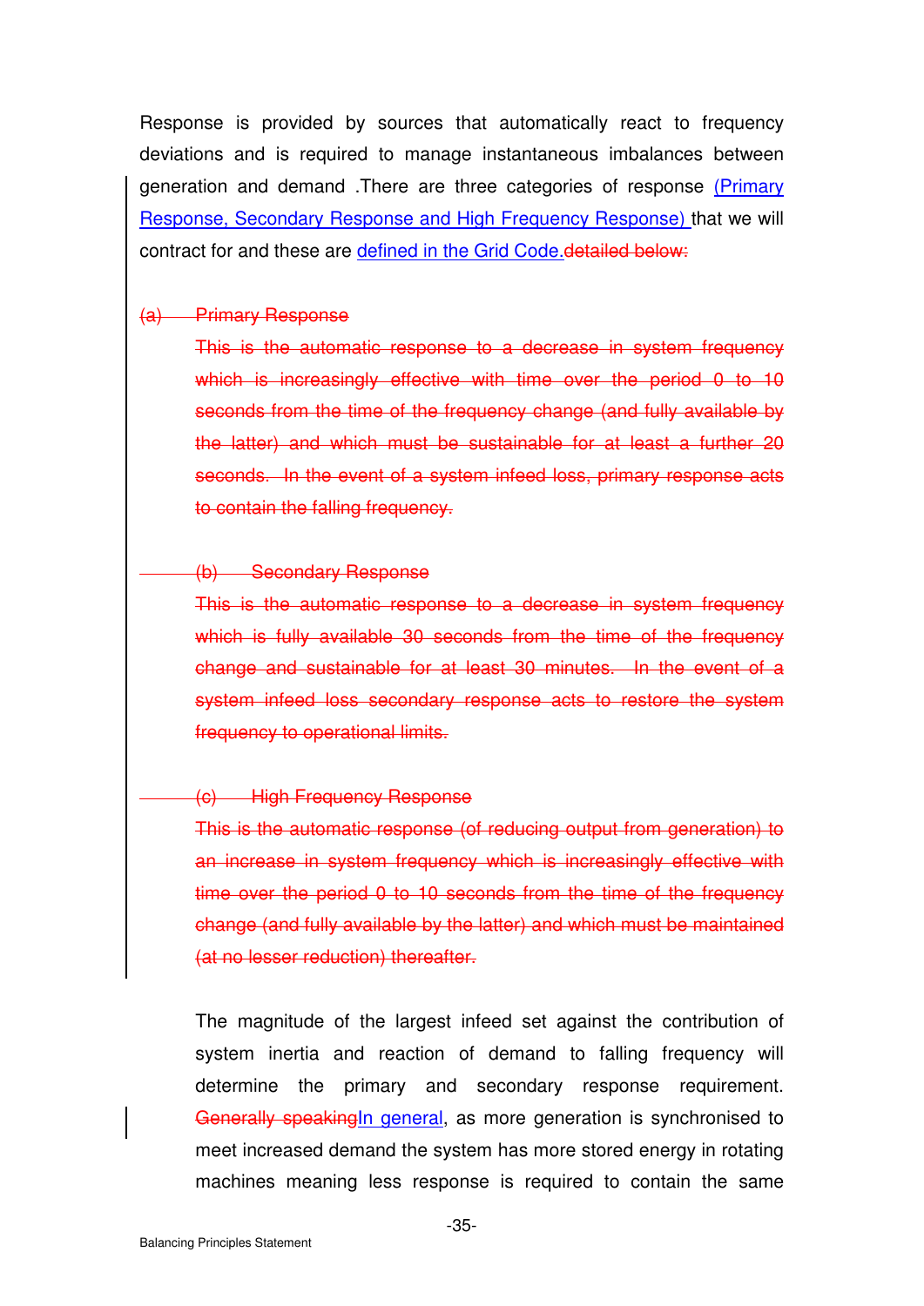Response is provided by sources that automatically react to frequency deviations and is required to manage instantaneous imbalances between generation and demand .There are three categories of response (Primary Response, Secondary Response and High Frequency Response) that we will contract for and these are defined in the Grid Code.~~detailed below:~~

~~(a) Primary Response~~

~~This is the automatic response to a decrease in system frequency which is increasingly effective with time over the period 0 to 10 seconds from the time of the frequency change (and fully available by the latter) and which must be sustainable for at least a further 20 seconds. In the event of a system infeed loss, primary response acts to contain the falling frequency.~~

~~(b) Secondary Response~~

~~This is the automatic response to a decrease in system frequency which is fully available 30 seconds from the time of the frequency change and sustainable for at least 30 minutes. In the event of a system infeed loss secondary response acts to restore the system frequency to operational limits.~~

~~(c) High Frequency Response~~

~~This is the automatic response (of reducing output from generation) to an increase in system frequency which is increasingly effective with time over the period 0 to 10 seconds from the time of the frequency change (and fully available by the latter) and which must be maintained (at no lesser reduction) thereafter.~~

The magnitude of the largest infeed set against the contribution of system inertia and reaction of demand to falling frequency will determine the primary and secondary response requirement. ~~Generally speaking~~In general, as more generation is synchronised to meet increased demand the system has more stored energy in rotating machines meaning less response is required to contain the same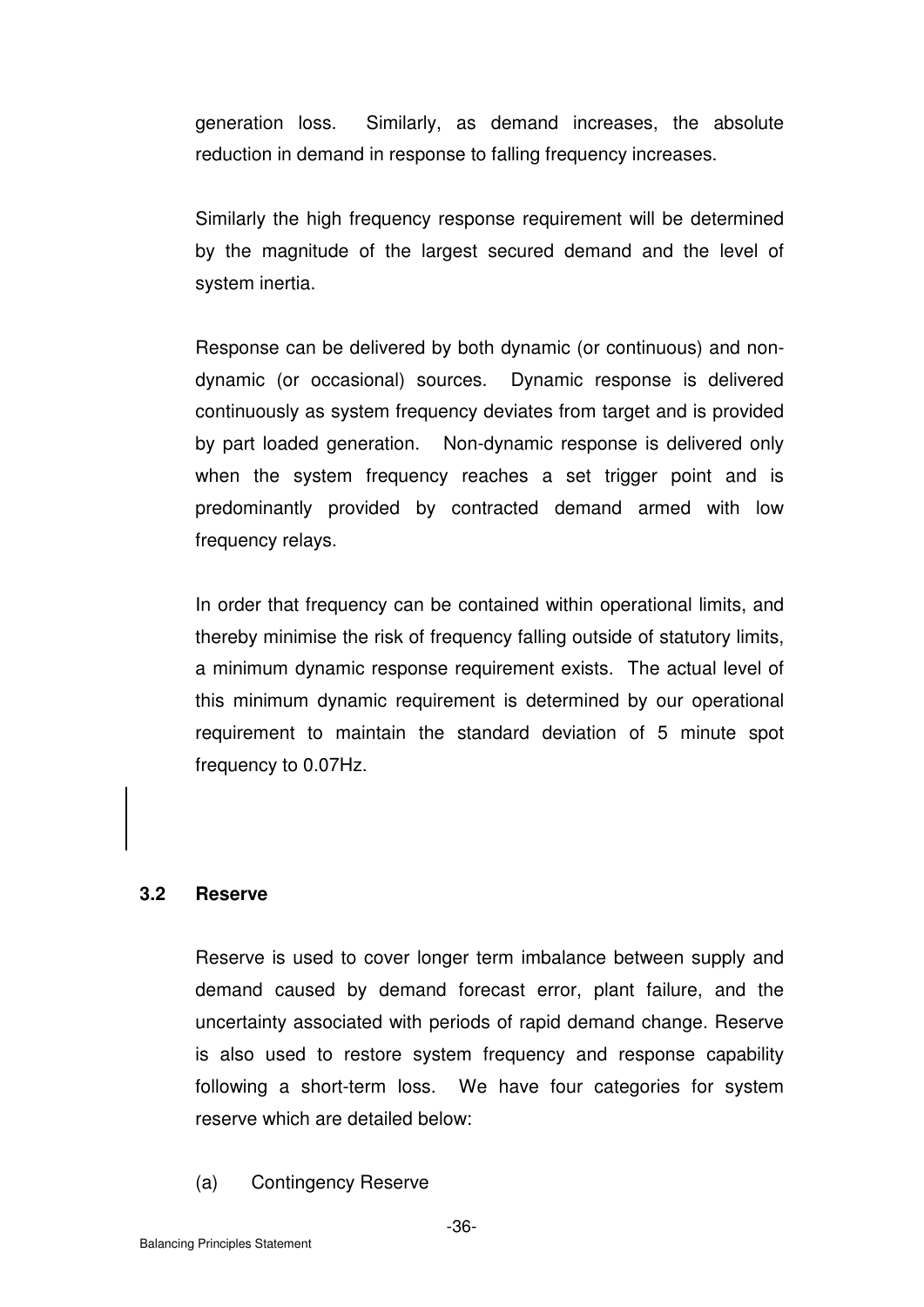generation loss. Similarly, as demand increases, the absolute reduction in demand in response to falling frequency increases.

Similarly the high frequency response requirement will be determined by the magnitude of the largest secured demand and the level of system inertia.

Response can be delivered by both dynamic (or continuous) and non-dynamic (or occasional) sources. Dynamic response is delivered continuously as system frequency deviates from target and is provided by part loaded generation. Non-dynamic response is delivered only when the system frequency reaches a set trigger point and is predominantly provided by contracted demand armed with low frequency relays.

In order that frequency can be contained within operational limits, and thereby minimise the risk of frequency falling outside of statutory limits, a minimum dynamic response requirement exists. The actual level of this minimum dynamic requirement is determined by our operational requirement to maintain the standard deviation of 5 minute spot frequency to 0.07Hz.

## 3.2 Reserve

Reserve is used to cover longer term imbalance between supply and demand caused by demand forecast error, plant failure, and the uncertainty associated with periods of rapid demand change. Reserve is also used to restore system frequency and response capability following a short-term loss. We have four categories for system reserve which are detailed below:

(a) Contingency Reserve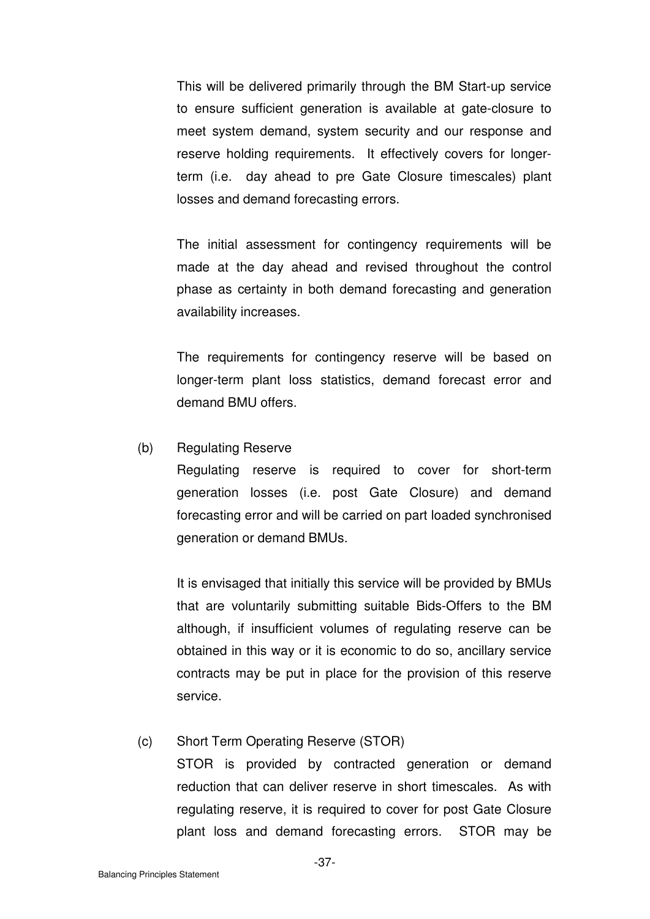This will be delivered primarily through the BM Start-up service to ensure sufficient generation is available at gate-closure to meet system demand, system security and our response and reserve holding requirements. It effectively covers for longer-term (i.e. day ahead to pre Gate Closure timescales) plant losses and demand forecasting errors.

The initial assessment for contingency requirements will be made at the day ahead and revised throughout the control phase as certainty in both demand forecasting and generation availability increases.

The requirements for contingency reserve will be based on longer-term plant loss statistics, demand forecast error and demand BMU offers.

(b) Regulating Reserve

Regulating reserve is required to cover for short-term generation losses (i.e. post Gate Closure) and demand forecasting error and will be carried on part loaded synchronised generation or demand BMUs.

It is envisaged that initially this service will be provided by BMUs that are voluntarily submitting suitable Bids-Offers to the BM although, if insufficient volumes of regulating reserve can be obtained in this way or it is economic to do so, ancillary service contracts may be put in place for the provision of this reserve service.

(c) Short Term Operating Reserve (STOR)

STOR is provided by contracted generation or demand reduction that can deliver reserve in short timescales. As with regulating reserve, it is required to cover for post Gate Closure plant loss and demand forecasting errors. STOR may be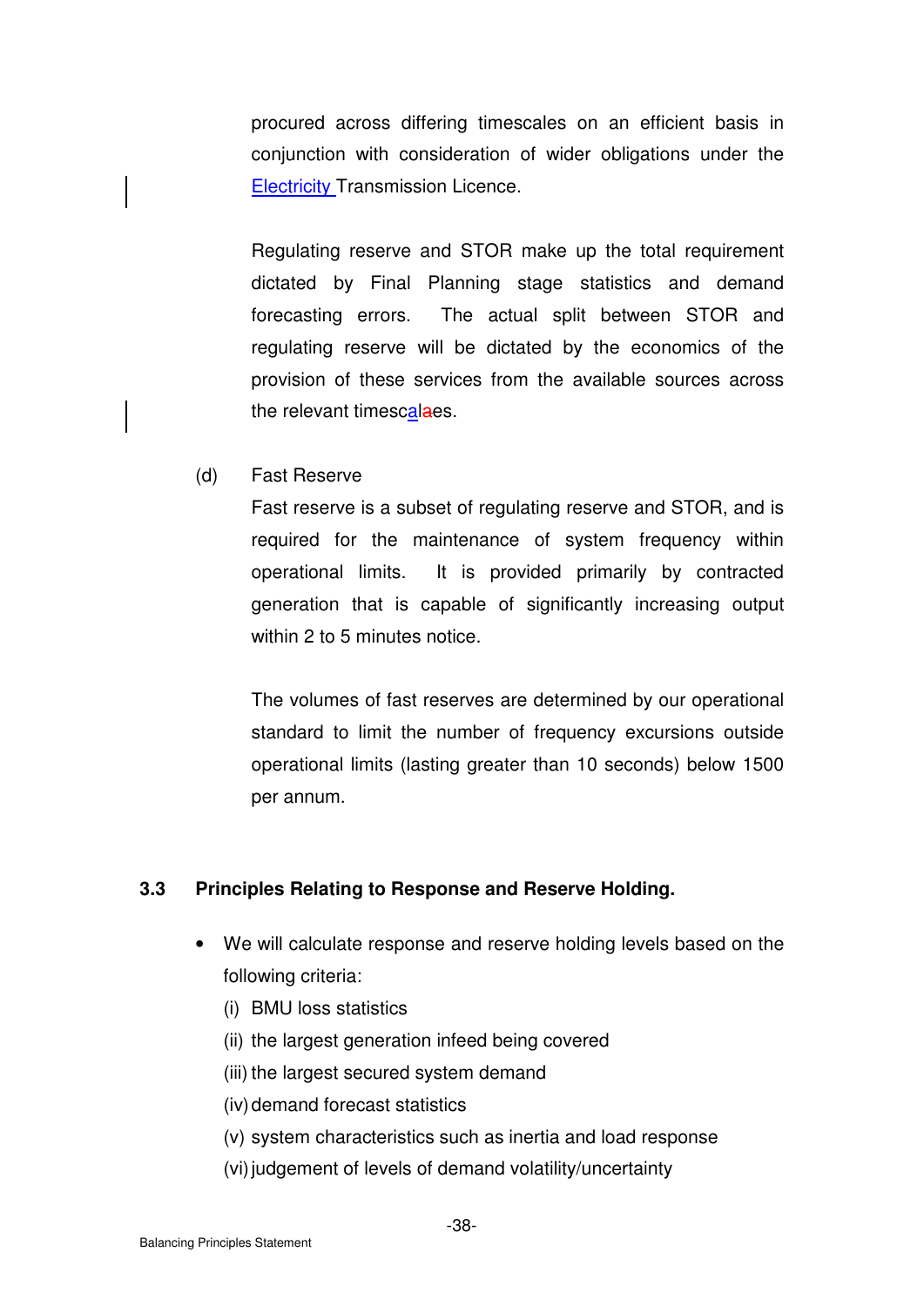procured across differing timescales on an efficient basis in conjunction with consideration of wider obligations under the Electricity Transmission Licence.

Regulating reserve and STOR make up the total requirement dictated by Final Planning stage statistics and demand forecasting errors. The actual split between STOR and regulating reserve will be dictated by the economics of the provision of these services from the available sources across the relevant timescales.

(d) Fast Reserve

Fast reserve is a subset of regulating reserve and STOR, and is required for the maintenance of system frequency within operational limits. It is provided primarily by contracted generation that is capable of significantly increasing output within 2 to 5 minutes notice.

The volumes of fast reserves are determined by our operational standard to limit the number of frequency excursions outside operational limits (lasting greater than 10 seconds) below 1500 per annum.

### 3.3 Principles Relating to Response and Reserve Holding.

- We will calculate response and reserve holding levels based on the following criteria:
  - (i) BMU loss statistics
  - (ii) the largest generation infeed being covered
  - (iii) the largest secured system demand
  - (iv) demand forecast statistics
  - (v) system characteristics such as inertia and load response
  - (vi) judgement of levels of demand volatility/uncertainty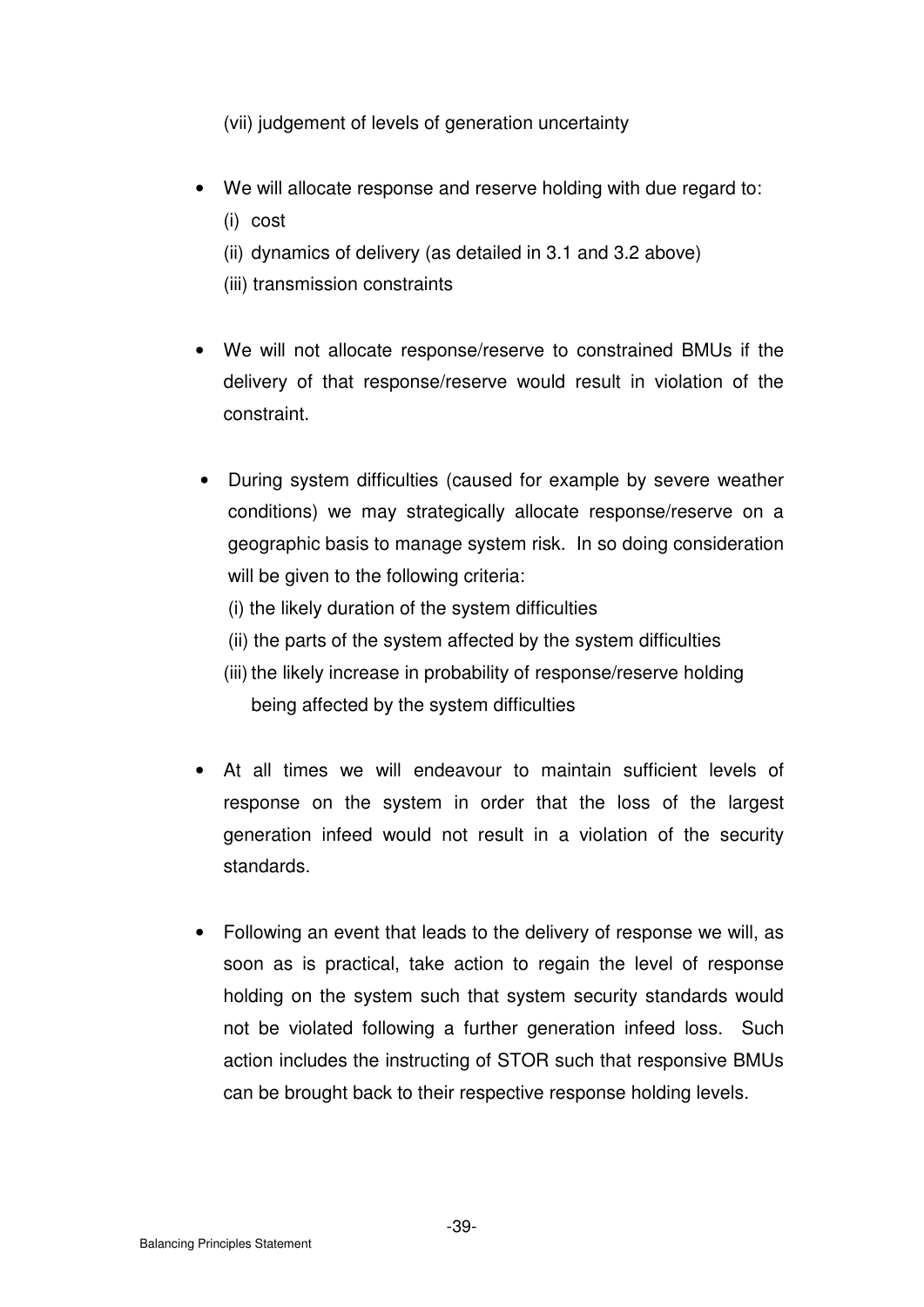(vii) judgement of levels of generation uncertainty

- We will allocate response and reserve holding with due regard to:
  - (i) cost
  - (ii) dynamics of delivery (as detailed in 3.1 and 3.2 above)
  - (iii) transmission constraints

- We will not allocate response/reserve to constrained BMUs if the delivery of that response/reserve would result in violation of the constraint.

- During system difficulties (caused for example by severe weather conditions) we may strategically allocate response/reserve on a geographic basis to manage system risk. In so doing consideration will be given to the following criteria:
  - (i) the likely duration of the system difficulties
  - (ii) the parts of the system affected by the system difficulties
  - (iii) the likely increase in probability of response/reserve holding being affected by the system difficulties

- At all times we will endeavour to maintain sufficient levels of response on the system in order that the loss of the largest generation infeed would not result in a violation of the security standards.

- Following an event that leads to the delivery of response we will, as soon as is practical, take action to regain the level of response holding on the system such that system security standards would not be violated following a further generation infeed loss. Such action includes the instructing of STOR such that responsive BMUs can be brought back to their respective response holding levels.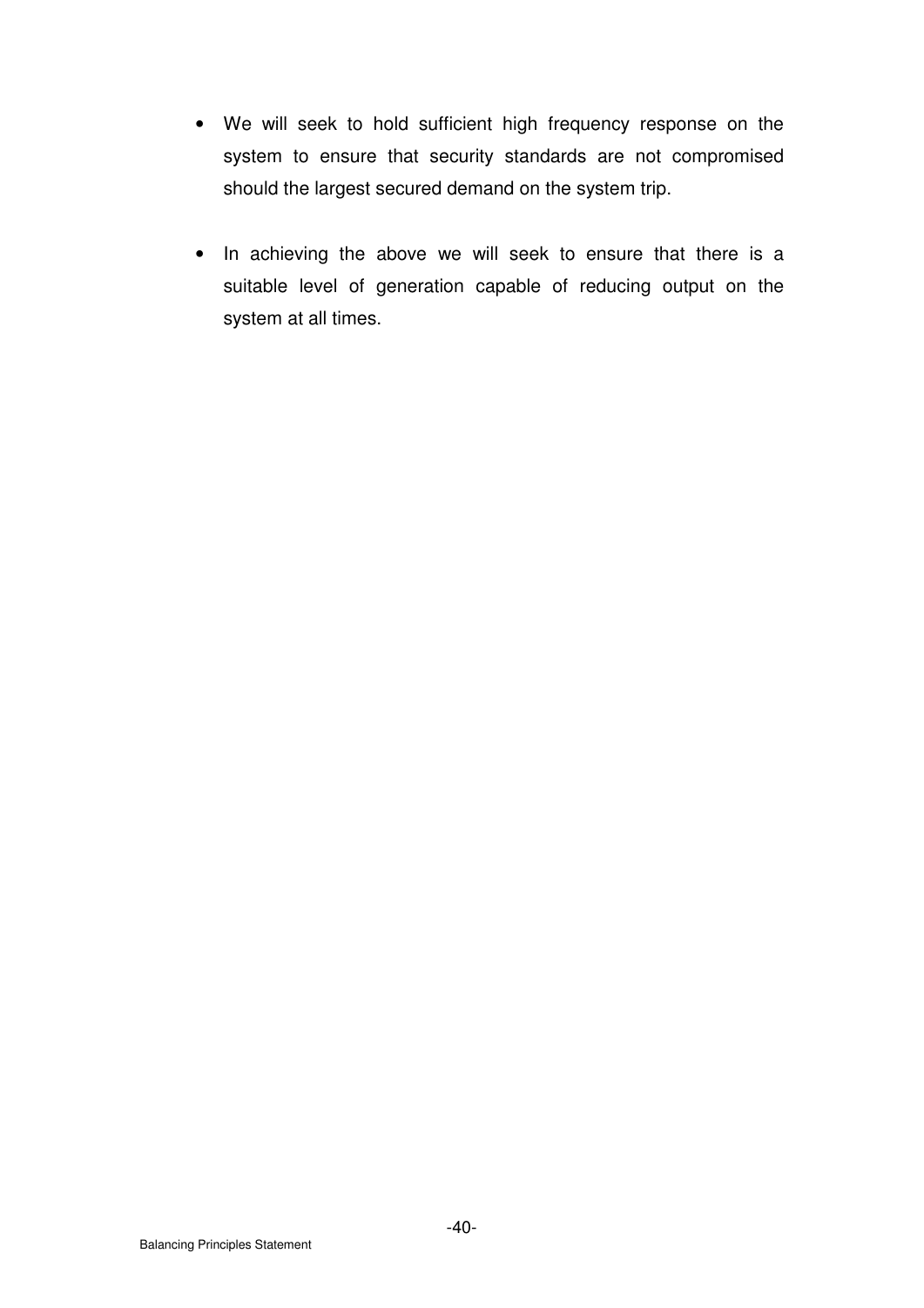- We will seek to hold sufficient high frequency response on the system to ensure that security standards are not compromised should the largest secured demand on the system trip.

- In achieving the above we will seek to ensure that there is a suitable level of generation capable of reducing output on the system at all times.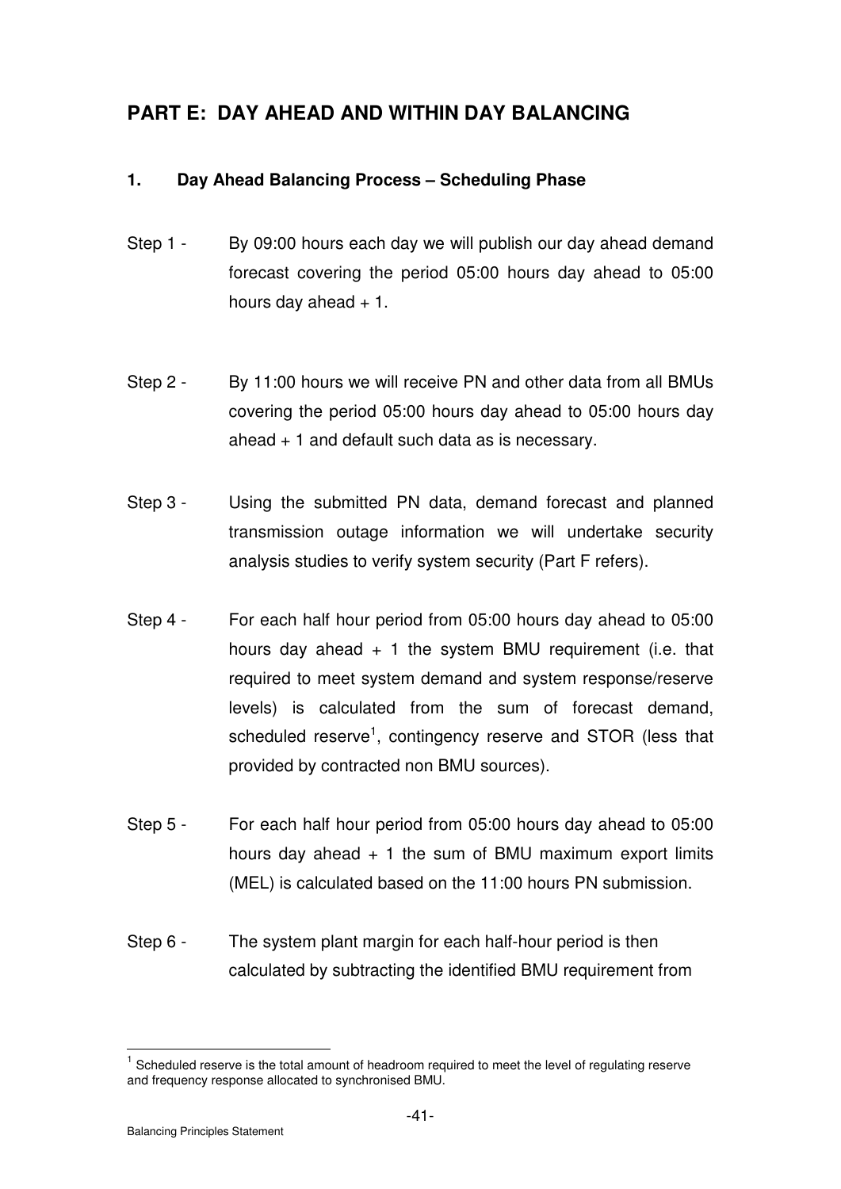## PART E: DAY AHEAD AND WITHIN DAY BALANCING

### 1. Day Ahead Balancing Process – Scheduling Phase

Step 1 - By 09:00 hours each day we will publish our day ahead demand forecast covering the period 05:00 hours day ahead to 05:00 hours day ahead + 1.

Step 2 - By 11:00 hours we will receive PN and other data from all BMUs covering the period 05:00 hours day ahead to 05:00 hours day ahead + 1 and default such data as is necessary.

Step 3 - Using the submitted PN data, demand forecast and planned transmission outage information we will undertake security analysis studies to verify system security (Part F refers).

Step 4 - For each half hour period from 05:00 hours day ahead to 05:00 hours day ahead + 1 the system BMU requirement (i.e. that required to meet system demand and system response/reserve levels) is calculated from the sum of forecast demand, scheduled reserve[1], contingency reserve and STOR (less that provided by contracted non BMU sources).

Step 5 - For each half hour period from 05:00 hours day ahead to 05:00 hours day ahead + 1 the sum of BMU maximum export limits (MEL) is calculated based on the 11:00 hours PN submission.

Step 6 - The system plant margin for each half-hour period is then calculated by subtracting the identified BMU requirement from

---

[1] Scheduled reserve is the total amount of headroom required to meet the level of regulating reserve and frequency response allocated to synchronised BMU.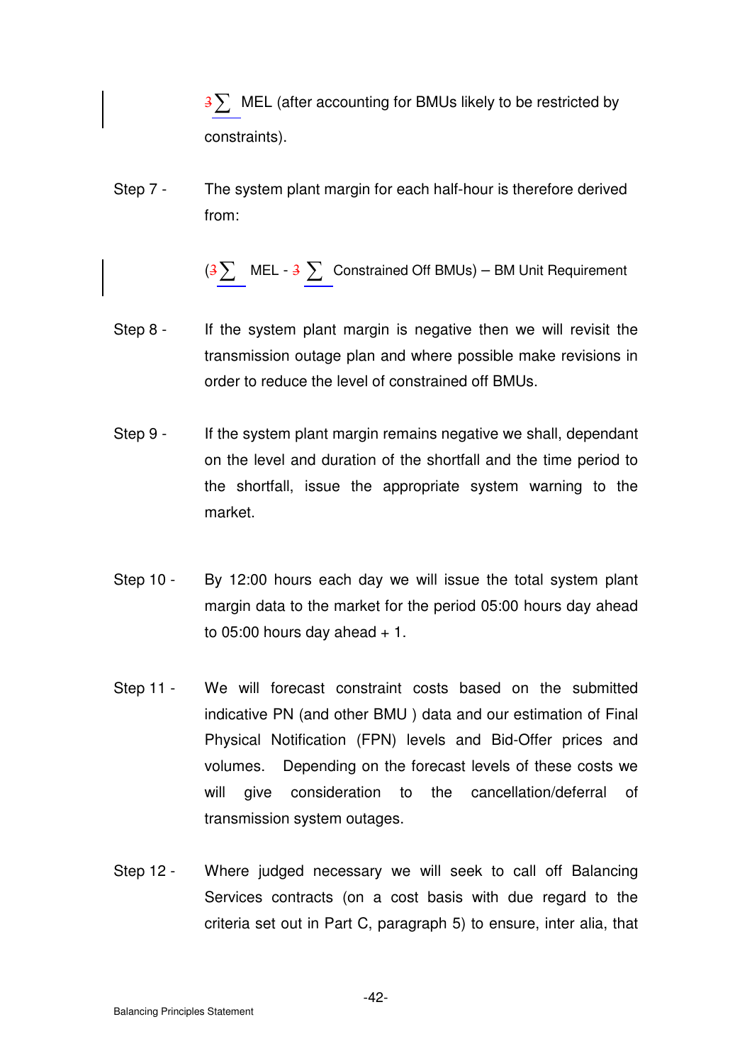3∑ MEL (after accounting for BMUs likely to be restricted by constraints).

Step 7 - The system plant margin for each half-hour is therefore derived from:

(3∑ MEL - 3 ∑ Constrained Off BMUs) – BM Unit Requirement

Step 8 - If the system plant margin is negative then we will revisit the transmission outage plan and where possible make revisions in order to reduce the level of constrained off BMUs.

Step 9 - If the system plant margin remains negative we shall, dependant on the level and duration of the shortfall and the time period to the shortfall, issue the appropriate system warning to the market.

Step 10 - By 12:00 hours each day we will issue the total system plant margin data to the market for the period 05:00 hours day ahead to 05:00 hours day ahead + 1.

Step 11 - We will forecast constraint costs based on the submitted indicative PN (and other BMU ) data and our estimation of Final Physical Notification (FPN) levels and Bid-Offer prices and volumes. Depending on the forecast levels of these costs we will give consideration to the cancellation/deferral of transmission system outages.

Step 12 - Where judged necessary we will seek to call off Balancing Services contracts (on a cost basis with due regard to the criteria set out in Part C, paragraph 5) to ensure, inter alia, that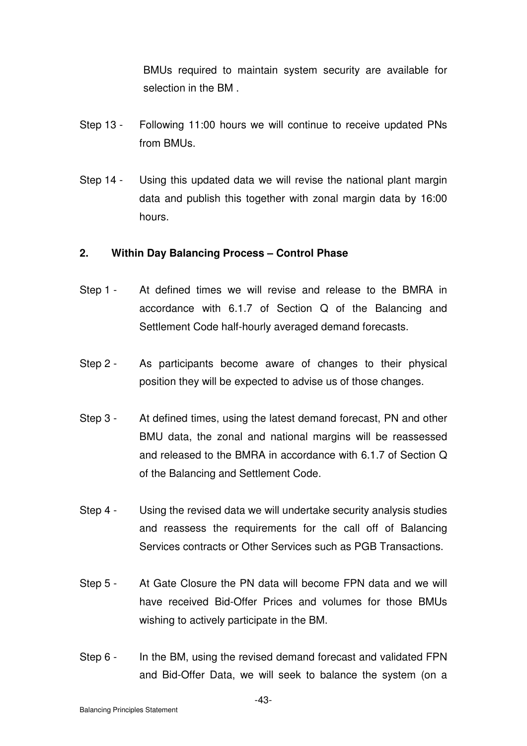BMUs required to maintain system security are available for selection in the BM .

Step 13 - Following 11:00 hours we will continue to receive updated PNs from BMUs.

Step 14 - Using this updated data we will revise the national plant margin data and publish this together with zonal margin data by 16:00 hours.

**2. Within Day Balancing Process – Control Phase**

Step 1 - At defined times we will revise and release to the BMRA in accordance with 6.1.7 of Section Q of the Balancing and Settlement Code half-hourly averaged demand forecasts.

Step 2 - As participants become aware of changes to their physical position they will be expected to advise us of those changes.

Step 3 - At defined times, using the latest demand forecast, PN and other BMU data, the zonal and national margins will be reassessed and released to the BMRA in accordance with 6.1.7 of Section Q of the Balancing and Settlement Code.

Step 4 - Using the revised data we will undertake security analysis studies and reassess the requirements for the call off of Balancing Services contracts or Other Services such as PGB Transactions.

Step 5 - At Gate Closure the PN data will become FPN data and we will have received Bid-Offer Prices and volumes for those BMUs wishing to actively participate in the BM.

Step 6 - In the BM, using the revised demand forecast and validated FPN and Bid-Offer Data, we will seek to balance the system (on a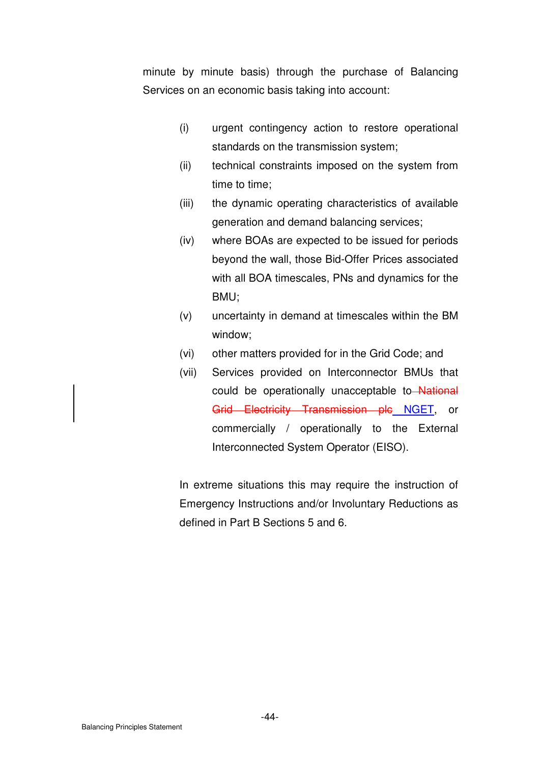minute by minute basis) through the purchase of Balancing Services on an economic basis taking into account:

(i) urgent contingency action to restore operational standards on the transmission system;

(ii) technical constraints imposed on the system from time to time;

(iii) the dynamic operating characteristics of available generation and demand balancing services;

(iv) where BOAs are expected to be issued for periods beyond the wall, those Bid-Offer Prices associated with all BOA timescales, PNs and dynamics for the BMU;

(v) uncertainty in demand at timescales within the BM window;

(vi) other matters provided for in the Grid Code; and

(vii) Services provided on Interconnector BMUs that could be operationally unacceptable to ~~National Grid Electricity Transmission plc~~ NGET, or commercially / operationally to the External Interconnected System Operator (EISO).

In extreme situations this may require the instruction of Emergency Instructions and/or Involuntary Reductions as defined in Part B Sections 5 and 6.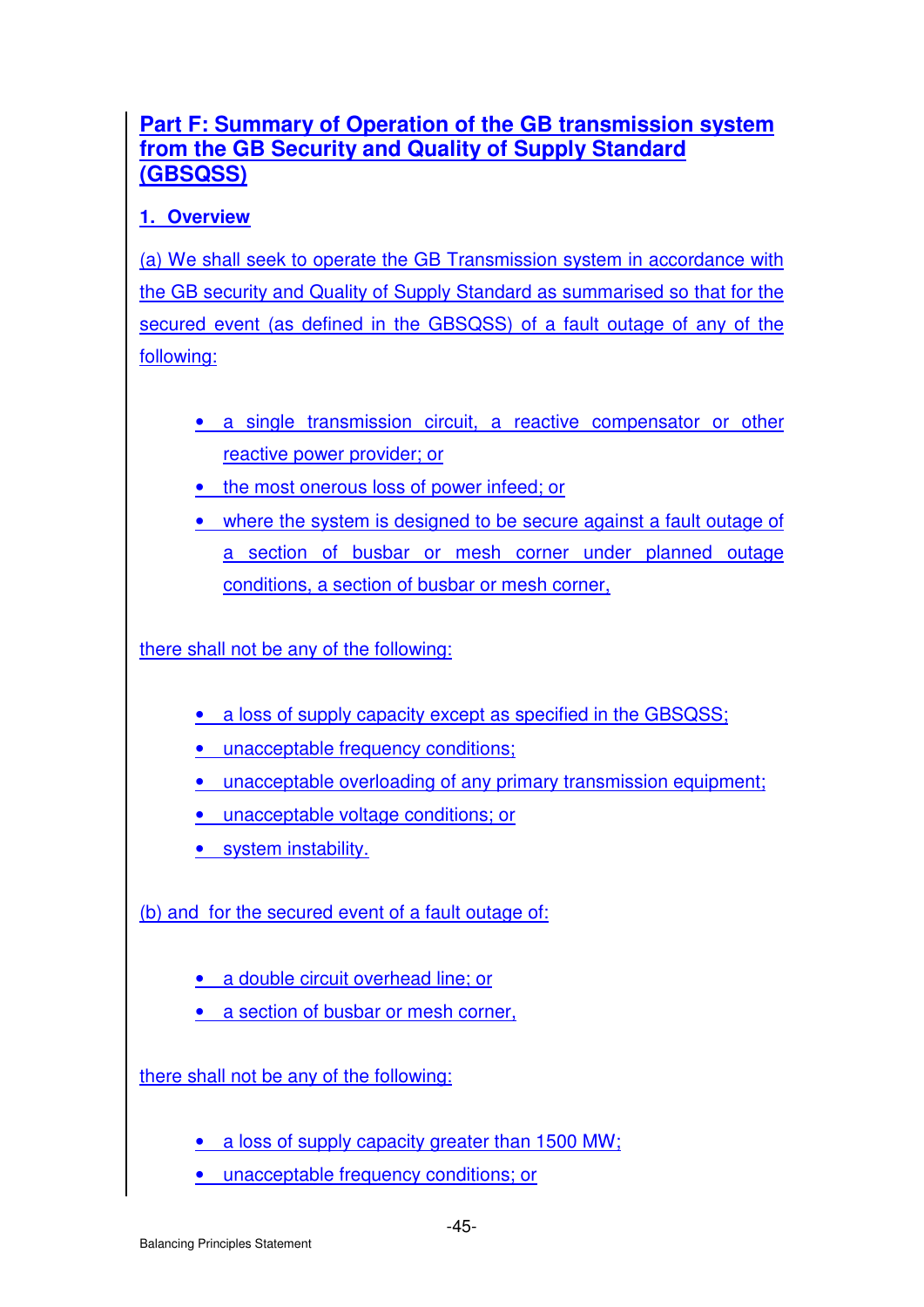## Part F: Summary of Operation of the GB transmission system from the GB Security and Quality of Supply Standard (GBSQSS)

### 1. Overview

(a) We shall seek to operate the GB Transmission system in accordance with the GB security and Quality of Supply Standard as summarised so that for the secured event (as defined in the GBSQSS) of a fault outage of any of the following:

- a single transmission circuit, a reactive compensator or other reactive power provider; or
- the most onerous loss of power infeed; or
- where the system is designed to be secure against a fault outage of a section of busbar or mesh corner under planned outage conditions, a section of busbar or mesh corner,

there shall not be any of the following:

- a loss of supply capacity except as specified in the GBSQSS;
- unacceptable frequency conditions;
- unacceptable overloading of any primary transmission equipment;
- unacceptable voltage conditions; or
- system instability.

(b) and for the secured event of a fault outage of:

- a double circuit overhead line; or
- a section of busbar or mesh corner,

there shall not be any of the following:

- a loss of supply capacity greater than 1500 MW;
- unacceptable frequency conditions; or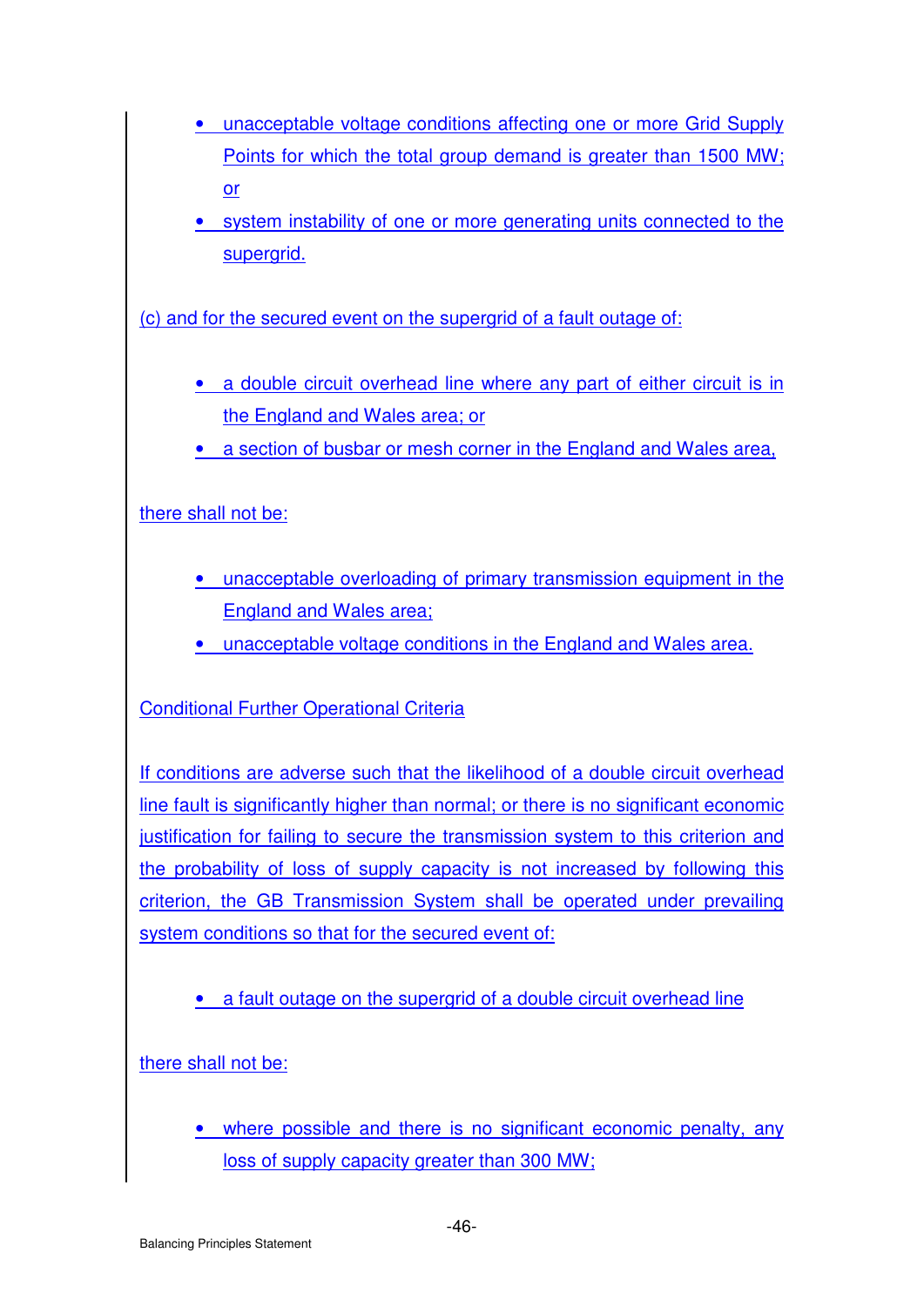- unacceptable voltage conditions affecting one or more Grid Supply Points for which the total group demand is greater than 1500 MW; or
- system instability of one or more generating units connected to the supergrid.

(c) and for the secured event on the supergrid of a fault outage of:

- a double circuit overhead line where any part of either circuit is in the England and Wales area; or
- a section of busbar or mesh corner in the England and Wales area,

there shall not be:

- unacceptable overloading of primary transmission equipment in the England and Wales area;
- unacceptable voltage conditions in the England and Wales area.

Conditional Further Operational Criteria

If conditions are adverse such that the likelihood of a double circuit overhead line fault is significantly higher than normal; or there is no significant economic justification for failing to secure the transmission system to this criterion and the probability of loss of supply capacity is not increased by following this criterion, the GB Transmission System shall be operated under prevailing system conditions so that for the secured event of:

- a fault outage on the supergrid of a double circuit overhead line

there shall not be:

- where possible and there is no significant economic penalty, any loss of supply capacity greater than 300 MW;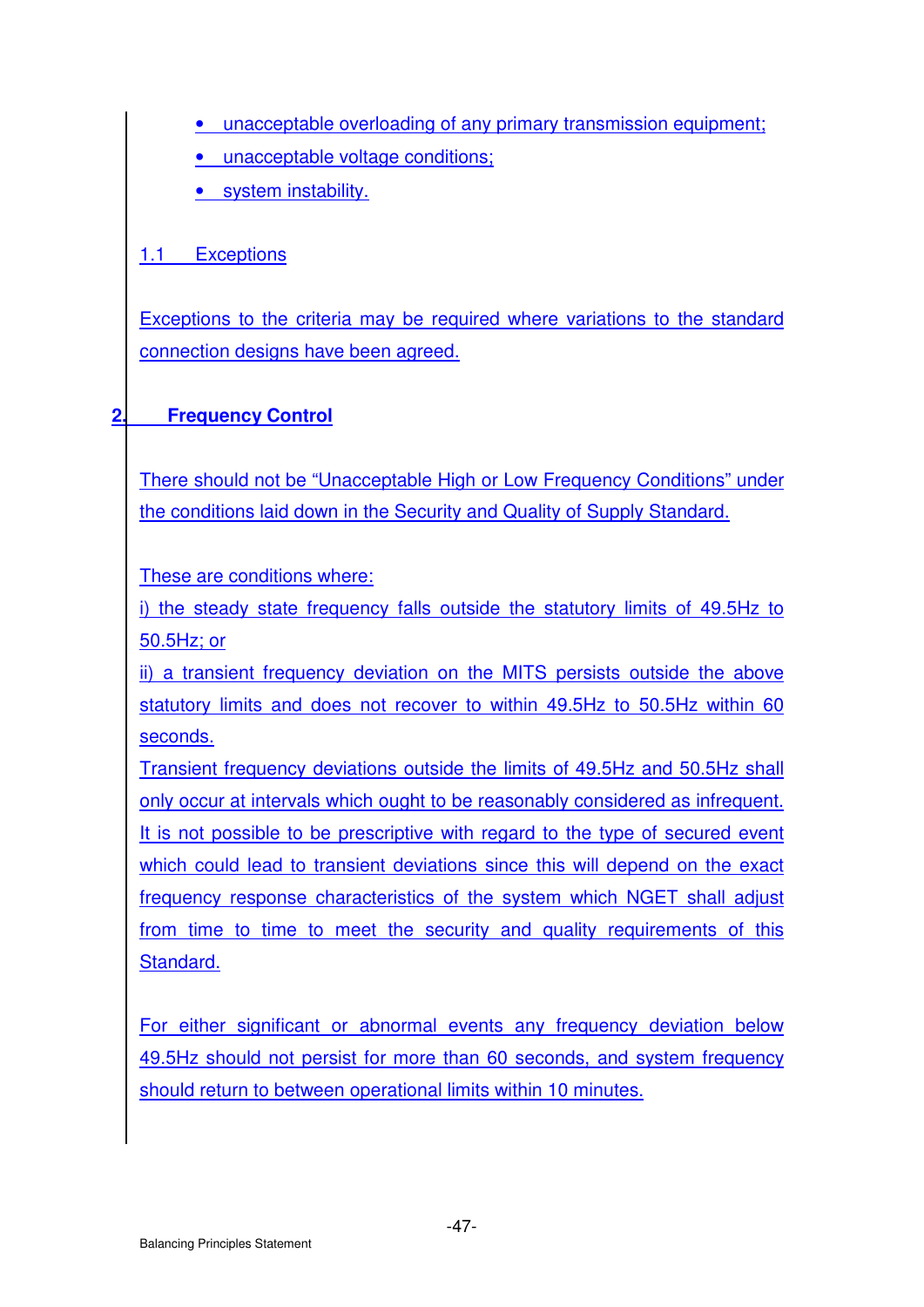- unacceptable overloading of any primary transmission equipment;
- unacceptable voltage conditions;
- system instability.

### 1.1 Exceptions

Exceptions to the criteria may be required where variations to the standard connection designs have been agreed.

## 2. Frequency Control

There should not be "Unacceptable High or Low Frequency Conditions" under the conditions laid down in the Security and Quality of Supply Standard.

These are conditions where:

i) the steady state frequency falls outside the statutory limits of 49.5Hz to 50.5Hz; or

ii) a transient frequency deviation on the MITS persists outside the above statutory limits and does not recover to within 49.5Hz to 50.5Hz within 60 seconds.

Transient frequency deviations outside the limits of 49.5Hz and 50.5Hz shall only occur at intervals which ought to be reasonably considered as infrequent. It is not possible to be prescriptive with regard to the type of secured event which could lead to transient deviations since this will depend on the exact frequency response characteristics of the system which NGET shall adjust from time to time to meet the security and quality requirements of this Standard.

For either significant or abnormal events any frequency deviation below 49.5Hz should not persist for more than 60 seconds, and system frequency should return to between operational limits within 10 minutes.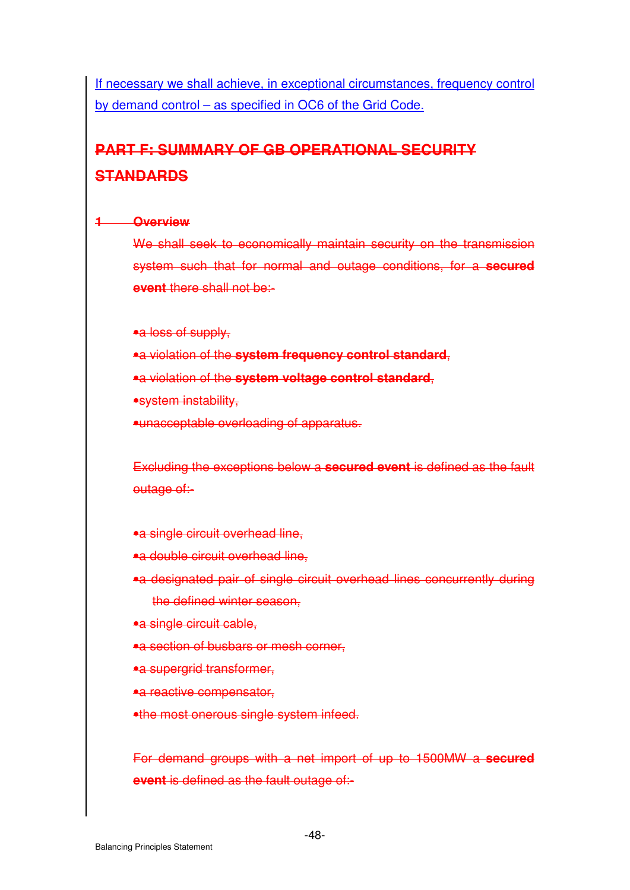If necessary we shall achieve, in exceptional circumstances, frequency control by demand control – as specified in OC6 of the Grid Code.

## ~~PART F: SUMMARY OF GB OPERATIONAL SECURITY STANDARDS~~

### ~~1 Overview~~

~~We shall seek to economically maintain security on the transmission system such that for normal and outage conditions, for a **secured event** there shall not be:-~~

- ~~a loss of supply,~~
- ~~a violation of the **system frequency control standard**,~~
- ~~a violation of the **system voltage control standard**,~~
- ~~system instability,~~
- ~~unacceptable overloading of apparatus.~~

~~Excluding the exceptions below a **secured event** is defined as the fault outage of:-~~

- ~~a single circuit overhead line,~~
- ~~a double circuit overhead line,~~
- ~~a designated pair of single circuit overhead lines concurrently during the defined winter season,~~
- ~~a single circuit cable,~~
- ~~a section of busbars or mesh corner,~~
- ~~a supergrid transformer,~~
- ~~a reactive compensator,~~
- ~~the most onerous single system infeed.~~

~~For demand groups with a net import of up to 1500MW a **secured event** is defined as the fault outage of:-~~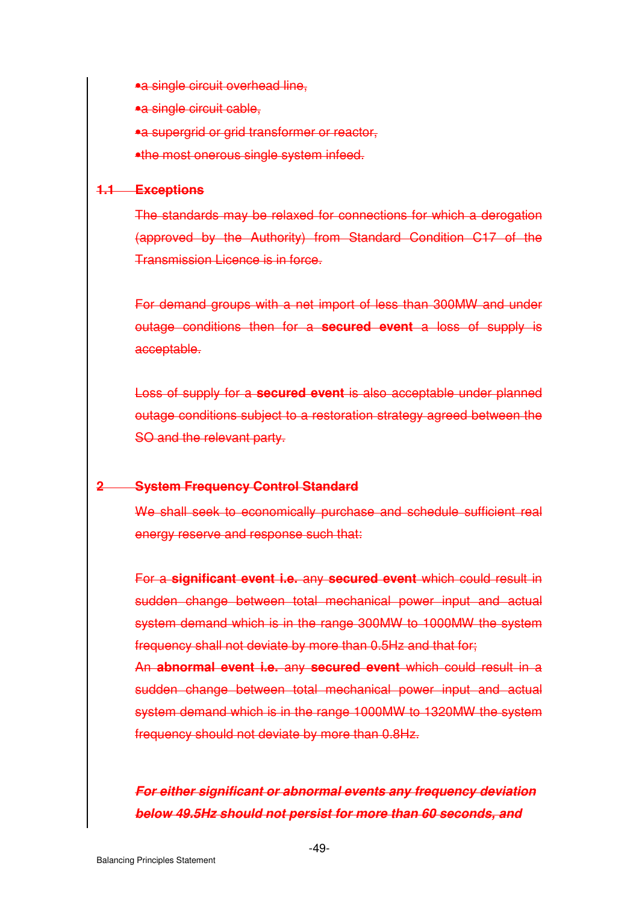- a single circuit overhead line,
- a single circuit cable,
- a supergrid or grid transformer or reactor,
- the most onerous single system infeed.

### 1.1 Exceptions

The standards may be relaxed for connections for which a derogation (approved by the Authority) from Standard Condition C17 of the Transmission Licence is in force.

For demand groups with a net import of less than 300MW and under outage conditions then for a **secured event** a loss of supply is acceptable.

Loss of supply for a **secured event** is also acceptable under planned outage conditions subject to a restoration strategy agreed between the SO and the relevant party.

## 2 System Frequency Control Standard

We shall seek to economically purchase and schedule sufficient real energy reserve and response such that:

For a **significant event i.e.** any **secured event** which could result in sudden change between total mechanical power input and actual system demand which is in the range 300MW to 1000MW the system frequency shall not deviate by more than 0.5Hz and that for;

An **abnormal event i.e.** any **secured event** which could result in a sudden change between total mechanical power input and actual system demand which is in the range 1000MW to 1320MW the system frequency should not deviate by more than 0.8Hz.

***For either significant or abnormal events any frequency deviation below 49.5Hz should not persist for more than 60 seconds, and***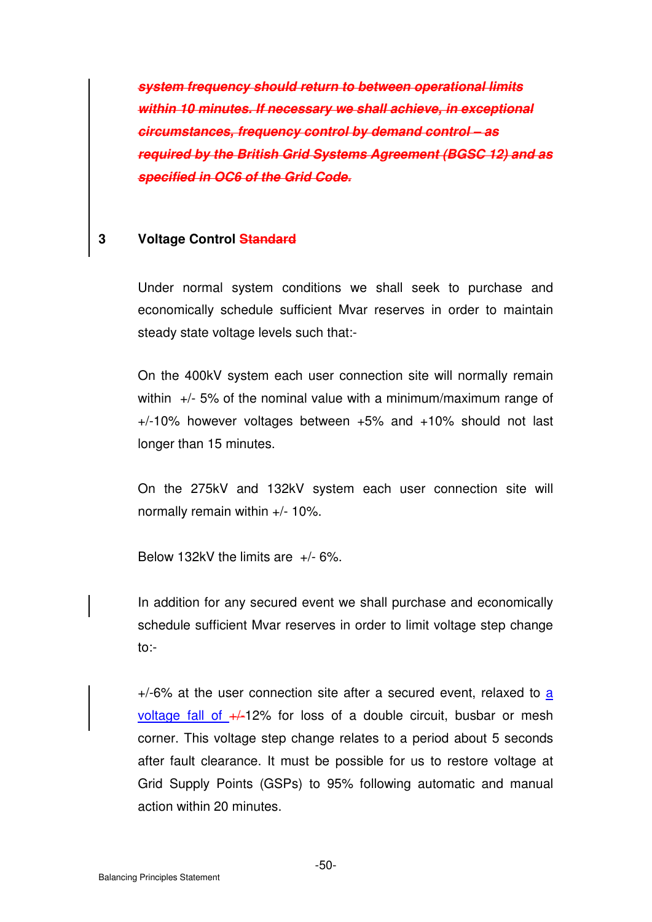~~***system frequency should return to between operational limits within 10 minutes. If necessary we shall achieve, in exceptional circumstances, frequency control by demand control – as required by the British Grid Systems Agreement (BGSC 12) and as specified in OC6 of the Grid Code.***~~

## 3 Voltage Control ~~Standard~~

Under normal system conditions we shall seek to purchase and economically schedule sufficient Mvar reserves in order to maintain steady state voltage levels such that:-

On the 400kV system each user connection site will normally remain within +/- 5% of the nominal value with a minimum/maximum range of +/-10% however voltages between +5% and +10% should not last longer than 15 minutes.

On the 275kV and 132kV system each user connection site will normally remain within +/- 10%.

Below 132kV the limits are +/- 6%.

In addition for any secured event we shall purchase and economically schedule sufficient Mvar reserves in order to limit voltage step change to:-

+/-6% at the user connection site after a secured event, relaxed to a voltage fall of ~~+/-~~12% for loss of a double circuit, busbar or mesh corner. This voltage step change relates to a period about 5 seconds after fault clearance. It must be possible for us to restore voltage at Grid Supply Points (GSPs) to 95% following automatic and manual action within 20 minutes.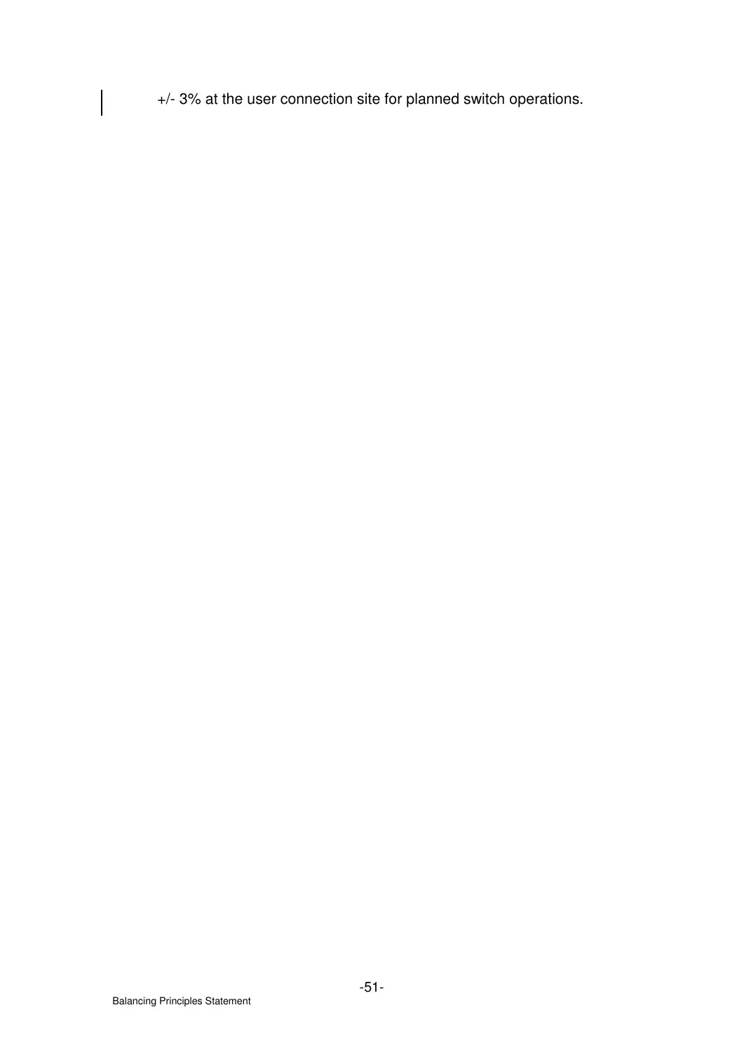+/- 3% at the user connection site for planned switch operations.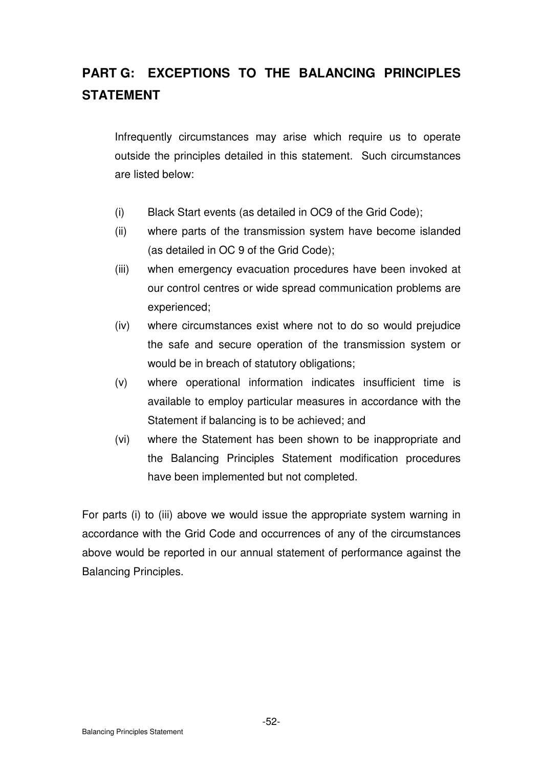## PART G: EXCEPTIONS TO THE BALANCING PRINCIPLES STATEMENT

Infrequently circumstances may arise which require us to operate outside the principles detailed in this statement. Such circumstances are listed below:

(i) Black Start events (as detailed in OC9 of the Grid Code);

(ii) where parts of the transmission system have become islanded (as detailed in OC 9 of the Grid Code);

(iii) when emergency evacuation procedures have been invoked at our control centres or wide spread communication problems are experienced;

(iv) where circumstances exist where not to do so would prejudice the safe and secure operation of the transmission system or would be in breach of statutory obligations;

(v) where operational information indicates insufficient time is available to employ particular measures in accordance with the Statement if balancing is to be achieved; and

(vi) where the Statement has been shown to be inappropriate and the Balancing Principles Statement modification procedures have been implemented but not completed.

For parts (i) to (iii) above we would issue the appropriate system warning in accordance with the Grid Code and occurrences of any of the circumstances above would be reported in our annual statement of performance against the Balancing Principles.